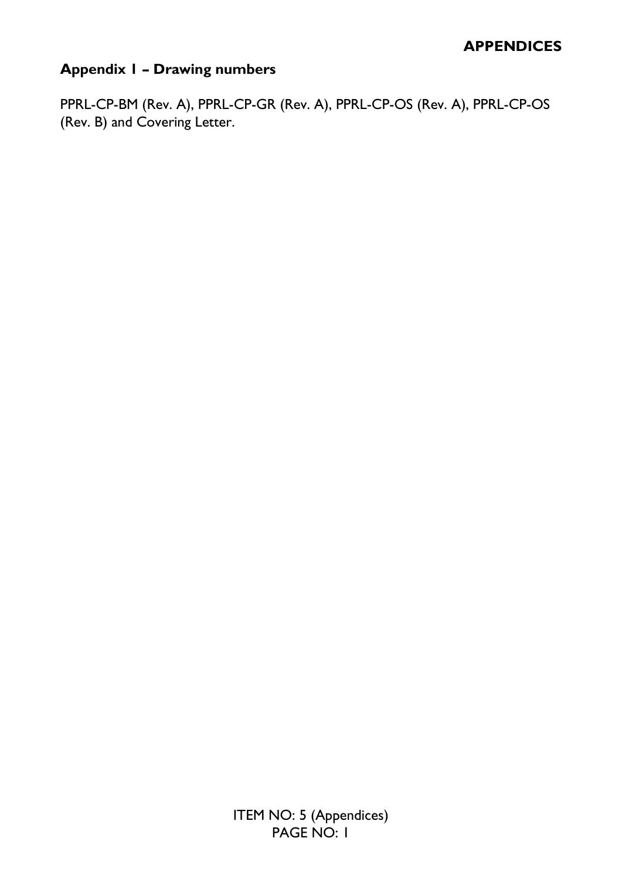# APPENDICES

## Appendix 1 – Drawing numbers

PPRL-CP-BM (Rev. A), PPRL-CP-GR (Rev. A), PPRL-CP-OS (Rev. A), PPRL-CP-OS (Rev. B) and Covering Letter.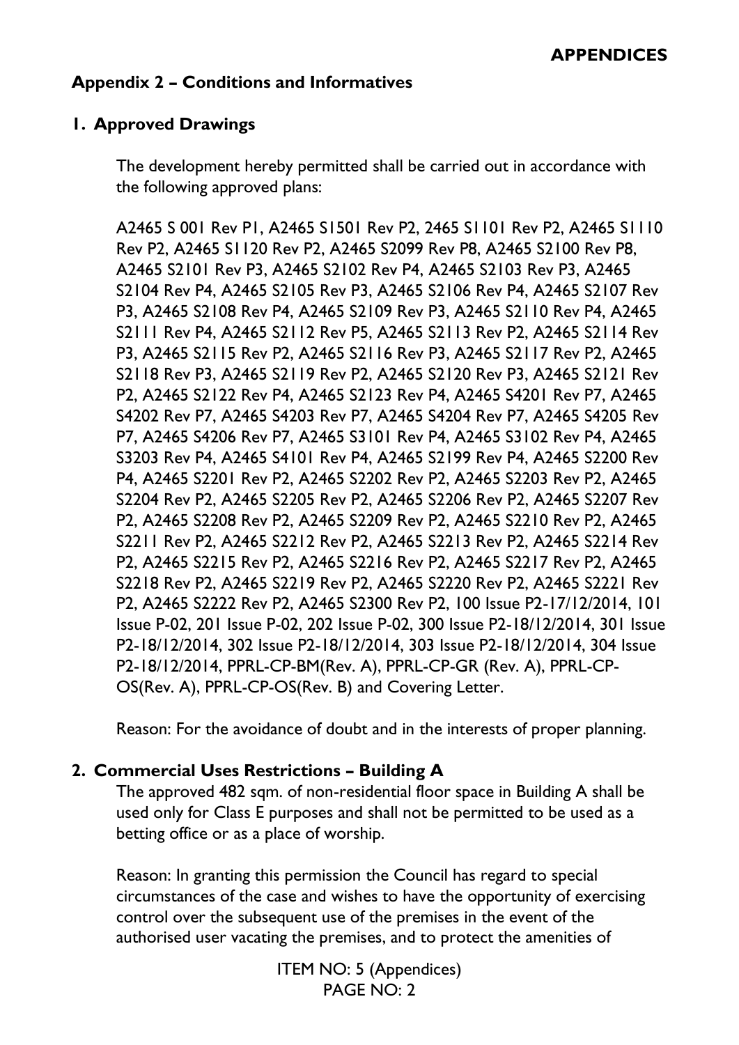## Appendix 2 – Conditions and Informatives

### 1. Approved Drawings

The development hereby permitted shall be carried out in accordance with the following approved plans:

A2465 S 001 Rev P1, A2465 S1501 Rev P2, 2465 S1101 Rev P2, A2465 S1110 Rev P2, A2465 S1120 Rev P2, A2465 S2099 Rev P8, A2465 S2100 Rev P8, A2465 S2101 Rev P3, A2465 S2102 Rev P4, A2465 S2103 Rev P3, A2465 S2104 Rev P4, A2465 S2105 Rev P3, A2465 S2106 Rev P4, A2465 S2107 Rev P3, A2465 S2108 Rev P4, A2465 S2109 Rev P3, A2465 S2110 Rev P4, A2465 S2111 Rev P4, A2465 S2112 Rev P5, A2465 S2113 Rev P2, A2465 S2114 Rev P3, A2465 S2115 Rev P2, A2465 S2116 Rev P3, A2465 S2117 Rev P2, A2465 S2118 Rev P3, A2465 S2119 Rev P2, A2465 S2120 Rev P3, A2465 S2121 Rev P2, A2465 S2122 Rev P4, A2465 S2123 Rev P4, A2465 S4201 Rev P7, A2465 S4202 Rev P7, A2465 S4203 Rev P7, A2465 S4204 Rev P7, A2465 S4205 Rev P7, A2465 S4206 Rev P7, A2465 S3101 Rev P4, A2465 S3102 Rev P4, A2465 S3203 Rev P4, A2465 S4101 Rev P4, A2465 S2199 Rev P4, A2465 S2200 Rev P4, A2465 S2201 Rev P2, A2465 S2202 Rev P2, A2465 S2203 Rev P2, A2465 S2204 Rev P2, A2465 S2205 Rev P2, A2465 S2206 Rev P2, A2465 S2207 Rev P2, A2465 S2208 Rev P2, A2465 S2209 Rev P2, A2465 S2210 Rev P2, A2465 S2211 Rev P2, A2465 S2212 Rev P2, A2465 S2213 Rev P2, A2465 S2214 Rev P2, A2465 S2215 Rev P2, A2465 S2216 Rev P2, A2465 S2217 Rev P2, A2465 S2218 Rev P2, A2465 S2219 Rev P2, A2465 S2220 Rev P2, A2465 S2221 Rev P2, A2465 S2222 Rev P2, A2465 S2300 Rev P2, 100 Issue P2-17/12/2014, 101 Issue P-02, 201 Issue P-02, 202 Issue P-02, 300 Issue P2-18/12/2014, 301 Issue P2-18/12/2014, 302 Issue P2-18/12/2014, 303 Issue P2-18/12/2014, 304 Issue P2-18/12/2014, PPRL-CP-BM(Rev. A), PPRL-CP-GR (Rev. A), PPRL-CP-OS(Rev. A), PPRL-CP-OS(Rev. B) and Covering Letter.

Reason: For the avoidance of doubt and in the interests of proper planning.

### 2. Commercial Uses Restrictions – Building A

The approved 482 sqm. of non-residential floor space in Building A shall be used only for Class E purposes and shall not be permitted to be used as a betting office or as a place of worship.

Reason: In granting this permission the Council has regard to special circumstances of the case and wishes to have the opportunity of exercising control over the subsequent use of the premises in the event of the authorised user vacating the premises, and to protect the amenities of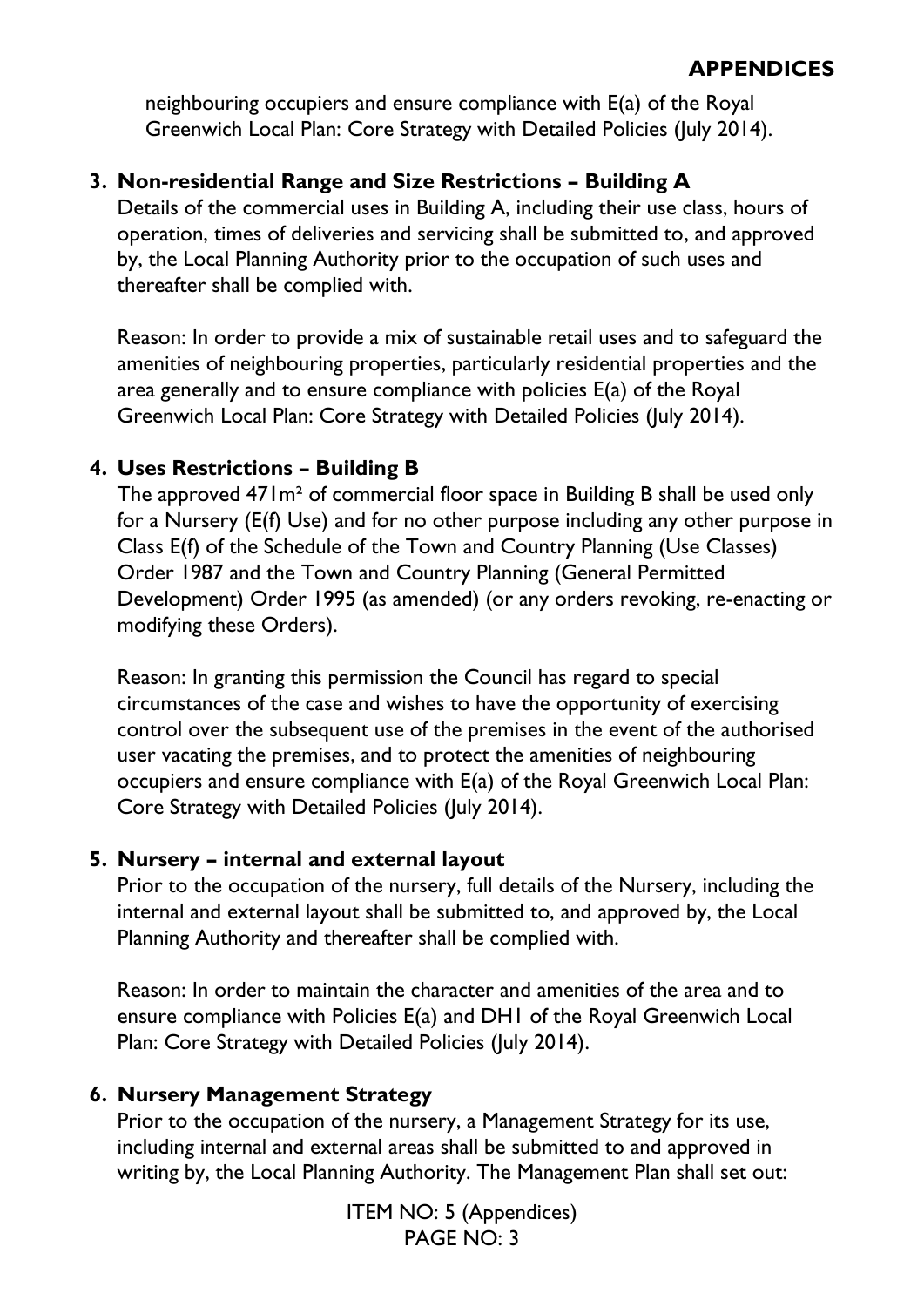neighbouring occupiers and ensure compliance with E(a) of the Royal Greenwich Local Plan: Core Strategy with Detailed Policies (July 2014).

**3. Non-residential Range and Size Restrictions – Building A**

Details of the commercial uses in Building A, including their use class, hours of operation, times of deliveries and servicing shall be submitted to, and approved by, the Local Planning Authority prior to the occupation of such uses and thereafter shall be complied with.

Reason: In order to provide a mix of sustainable retail uses and to safeguard the amenities of neighbouring properties, particularly residential properties and the area generally and to ensure compliance with policies E(a) of the Royal Greenwich Local Plan: Core Strategy with Detailed Policies (July 2014).

**4. Uses Restrictions – Building B**

The approved 471m² of commercial floor space in Building B shall be used only for a Nursery (E(f) Use) and for no other purpose including any other purpose in Class E(f) of the Schedule of the Town and Country Planning (Use Classes) Order 1987 and the Town and Country Planning (General Permitted Development) Order 1995 (as amended) (or any orders revoking, re-enacting or modifying these Orders).

Reason: In granting this permission the Council has regard to special circumstances of the case and wishes to have the opportunity of exercising control over the subsequent use of the premises in the event of the authorised user vacating the premises, and to protect the amenities of neighbouring occupiers and ensure compliance with E(a) of the Royal Greenwich Local Plan: Core Strategy with Detailed Policies (July 2014).

**5. Nursery – internal and external layout**

Prior to the occupation of the nursery, full details of the Nursery, including the internal and external layout shall be submitted to, and approved by, the Local Planning Authority and thereafter shall be complied with.

Reason: In order to maintain the character and amenities of the area and to ensure compliance with Policies E(a) and DH1 of the Royal Greenwich Local Plan: Core Strategy with Detailed Policies (July 2014).

**6. Nursery Management Strategy**

Prior to the occupation of the nursery, a Management Strategy for its use, including internal and external areas shall be submitted to and approved in writing by, the Local Planning Authority. The Management Plan shall set out: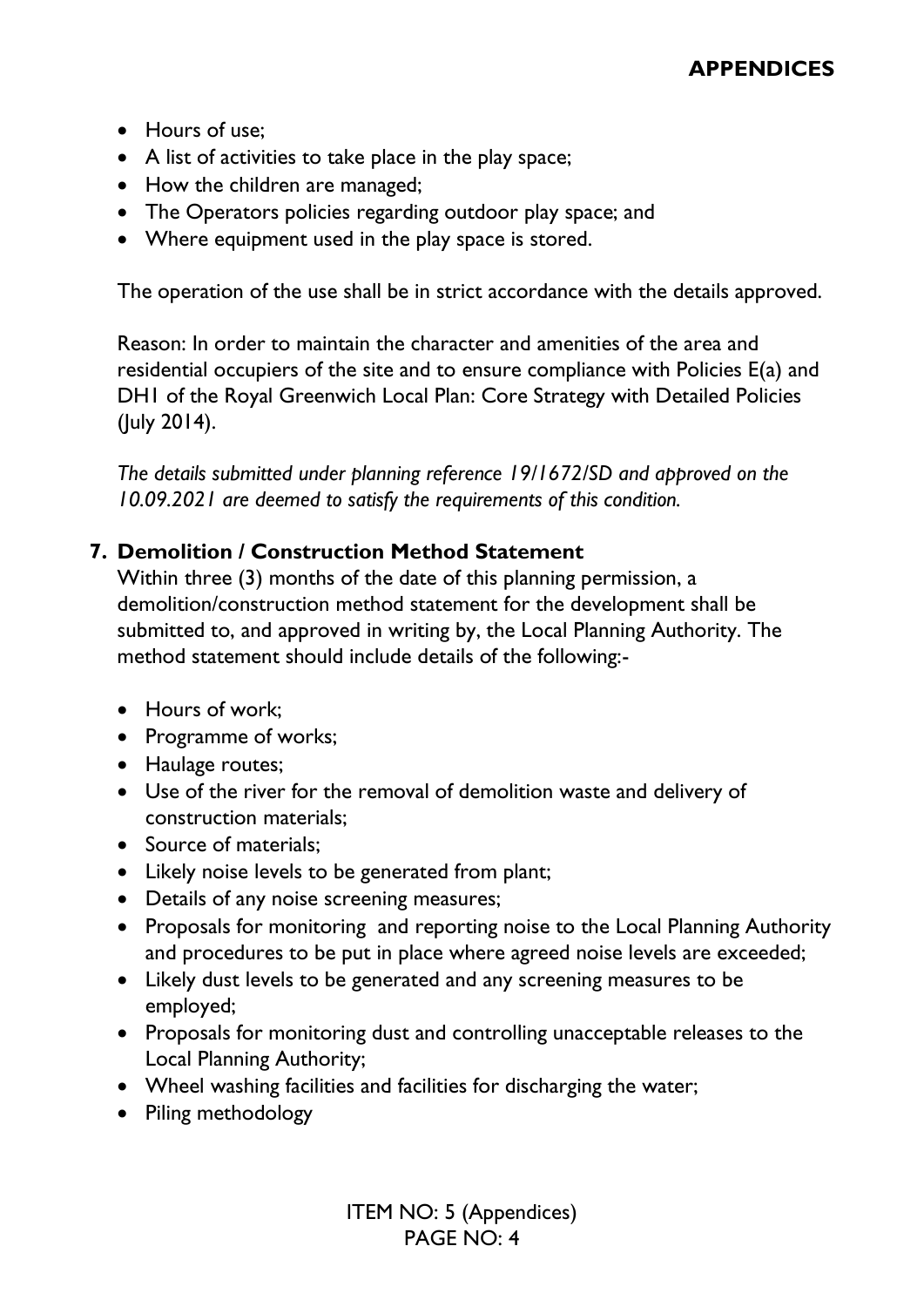- Hours of use;
- A list of activities to take place in the play space;
- How the children are managed;
- The Operators policies regarding outdoor play space; and
- Where equipment used in the play space is stored.

The operation of the use shall be in strict accordance with the details approved.

Reason: In order to maintain the character and amenities of the area and residential occupiers of the site and to ensure compliance with Policies E(a) and DH1 of the Royal Greenwich Local Plan: Core Strategy with Detailed Policies (July 2014).

*The details submitted under planning reference 19/1672/SD and approved on the 10.09.2021 are deemed to satisfy the requirements of this condition.*

**7. Demolition / Construction Method Statement**

Within three (3) months of the date of this planning permission, a demolition/construction method statement for the development shall be submitted to, and approved in writing by, the Local Planning Authority. The method statement should include details of the following:-

- Hours of work;
- Programme of works;
- Haulage routes;
- Use of the river for the removal of demolition waste and delivery of construction materials;
- Source of materials;
- Likely noise levels to be generated from plant;
- Details of any noise screening measures;
- Proposals for monitoring and reporting noise to the Local Planning Authority and procedures to be put in place where agreed noise levels are exceeded;
- Likely dust levels to be generated and any screening measures to be employed;
- Proposals for monitoring dust and controlling unacceptable releases to the Local Planning Authority;
- Wheel washing facilities and facilities for discharging the water;
- Piling methodology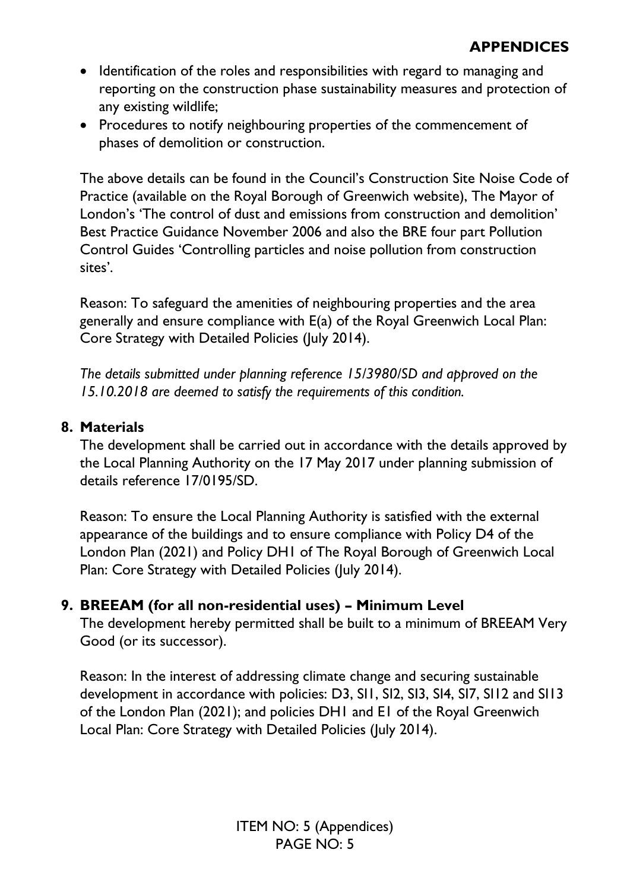- Identification of the roles and responsibilities with regard to managing and reporting on the construction phase sustainability measures and protection of any existing wildlife;
- Procedures to notify neighbouring properties of the commencement of phases of demolition or construction.

The above details can be found in the Council's Construction Site Noise Code of Practice (available on the Royal Borough of Greenwich website), The Mayor of London's 'The control of dust and emissions from construction and demolition' Best Practice Guidance November 2006 and also the BRE four part Pollution Control Guides 'Controlling particles and noise pollution from construction sites'.

Reason: To safeguard the amenities of neighbouring properties and the area generally and ensure compliance with E(a) of the Royal Greenwich Local Plan: Core Strategy with Detailed Policies (July 2014).

*The details submitted under planning reference 15/3980/SD and approved on the 15.10.2018 are deemed to satisfy the requirements of this condition.*

**8. Materials**

The development shall be carried out in accordance with the details approved by the Local Planning Authority on the 17 May 2017 under planning submission of details reference 17/0195/SD.

Reason: To ensure the Local Planning Authority is satisfied with the external appearance of the buildings and to ensure compliance with Policy D4 of the London Plan (2021) and Policy DH1 of The Royal Borough of Greenwich Local Plan: Core Strategy with Detailed Policies (July 2014).

**9. BREEAM (for all non-residential uses) – Minimum Level**

The development hereby permitted shall be built to a minimum of BREEAM Very Good (or its successor).

Reason: In the interest of addressing climate change and securing sustainable development in accordance with policies: D3, SI1, SI2, SI3, SI4, SI7, SI12 and SI13 of the London Plan (2021); and policies DH1 and E1 of the Royal Greenwich Local Plan: Core Strategy with Detailed Policies (July 2014).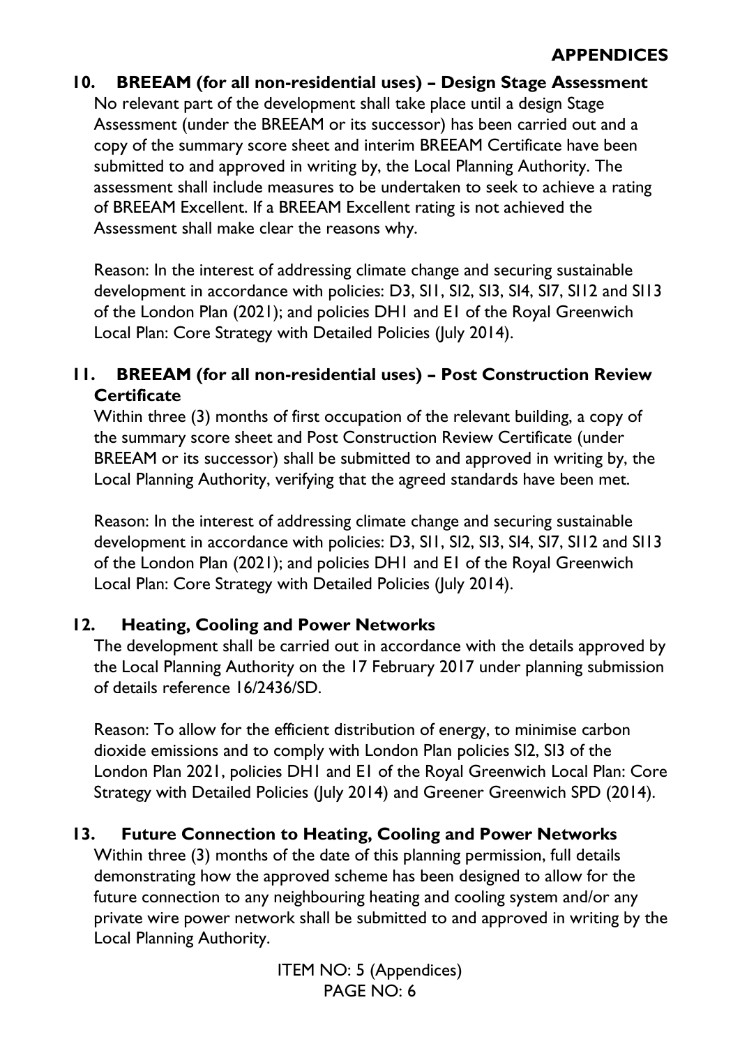**10. BREEAM (for all non-residential uses) – Design Stage Assessment**

No relevant part of the development shall take place until a design Stage Assessment (under the BREEAM or its successor) has been carried out and a copy of the summary score sheet and interim BREEAM Certificate have been submitted to and approved in writing by, the Local Planning Authority. The assessment shall include measures to be undertaken to seek to achieve a rating of BREEAM Excellent. If a BREEAM Excellent rating is not achieved the Assessment shall make clear the reasons why.

Reason: In the interest of addressing climate change and securing sustainable development in accordance with policies: D3, SI1, SI2, SI3, SI4, SI7, SI12 and SI13 of the London Plan (2021); and policies DH1 and E1 of the Royal Greenwich Local Plan: Core Strategy with Detailed Policies (July 2014).

**11. BREEAM (for all non-residential uses) – Post Construction Review Certificate**

Within three (3) months of first occupation of the relevant building, a copy of the summary score sheet and Post Construction Review Certificate (under BREEAM or its successor) shall be submitted to and approved in writing by, the Local Planning Authority, verifying that the agreed standards have been met.

Reason: In the interest of addressing climate change and securing sustainable development in accordance with policies: D3, SI1, SI2, SI3, SI4, SI7, SI12 and SI13 of the London Plan (2021); and policies DH1 and E1 of the Royal Greenwich Local Plan: Core Strategy with Detailed Policies (July 2014).

**12. Heating, Cooling and Power Networks**

The development shall be carried out in accordance with the details approved by the Local Planning Authority on the 17 February 2017 under planning submission of details reference 16/2436/SD.

Reason: To allow for the efficient distribution of energy, to minimise carbon dioxide emissions and to comply with London Plan policies SI2, SI3 of the London Plan 2021, policies DH1 and E1 of the Royal Greenwich Local Plan: Core Strategy with Detailed Policies (July 2014) and Greener Greenwich SPD (2014).

**13. Future Connection to Heating, Cooling and Power Networks**

Within three (3) months of the date of this planning permission, full details demonstrating how the approved scheme has been designed to allow for the future connection to any neighbouring heating and cooling system and/or any private wire power network shall be submitted to and approved in writing by the Local Planning Authority.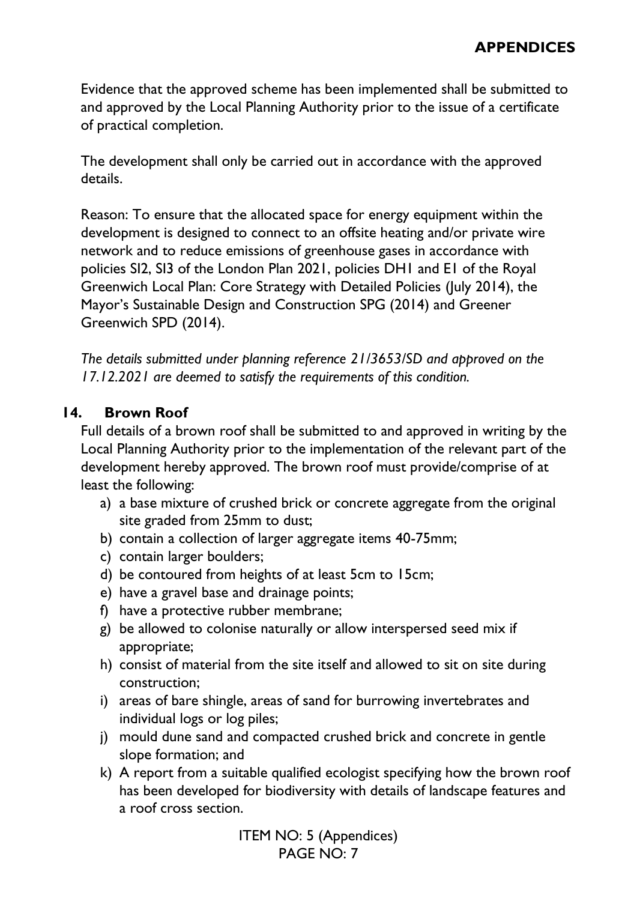Evidence that the approved scheme has been implemented shall be submitted to and approved by the Local Planning Authority prior to the issue of a certificate of practical completion.

The development shall only be carried out in accordance with the approved details.

Reason: To ensure that the allocated space for energy equipment within the development is designed to connect to an offsite heating and/or private wire network and to reduce emissions of greenhouse gases in accordance with policies SI2, SI3 of the London Plan 2021, policies DH1 and E1 of the Royal Greenwich Local Plan: Core Strategy with Detailed Policies (July 2014), the Mayor's Sustainable Design and Construction SPG (2014) and Greener Greenwich SPD (2014).

*The details submitted under planning reference 21/3653/SD and approved on the 17.12.2021 are deemed to satisfy the requirements of this condition.*

## 14. Brown Roof

Full details of a brown roof shall be submitted to and approved in writing by the Local Planning Authority prior to the implementation of the relevant part of the development hereby approved. The brown roof must provide/comprise of at least the following:

a) a base mixture of crushed brick or concrete aggregate from the original site graded from 25mm to dust;
b) contain a collection of larger aggregate items 40-75mm;
c) contain larger boulders;
d) be contoured from heights of at least 5cm to 15cm;
e) have a gravel base and drainage points;
f) have a protective rubber membrane;
g) be allowed to colonise naturally or allow interspersed seed mix if appropriate;
h) consist of material from the site itself and allowed to sit on site during construction;
i) areas of bare shingle, areas of sand for burrowing invertebrates and individual logs or log piles;
j) mould dune sand and compacted crushed brick and concrete in gentle slope formation; and
k) A report from a suitable qualified ecologist specifying how the brown roof has been developed for biodiversity with details of landscape features and a roof cross section.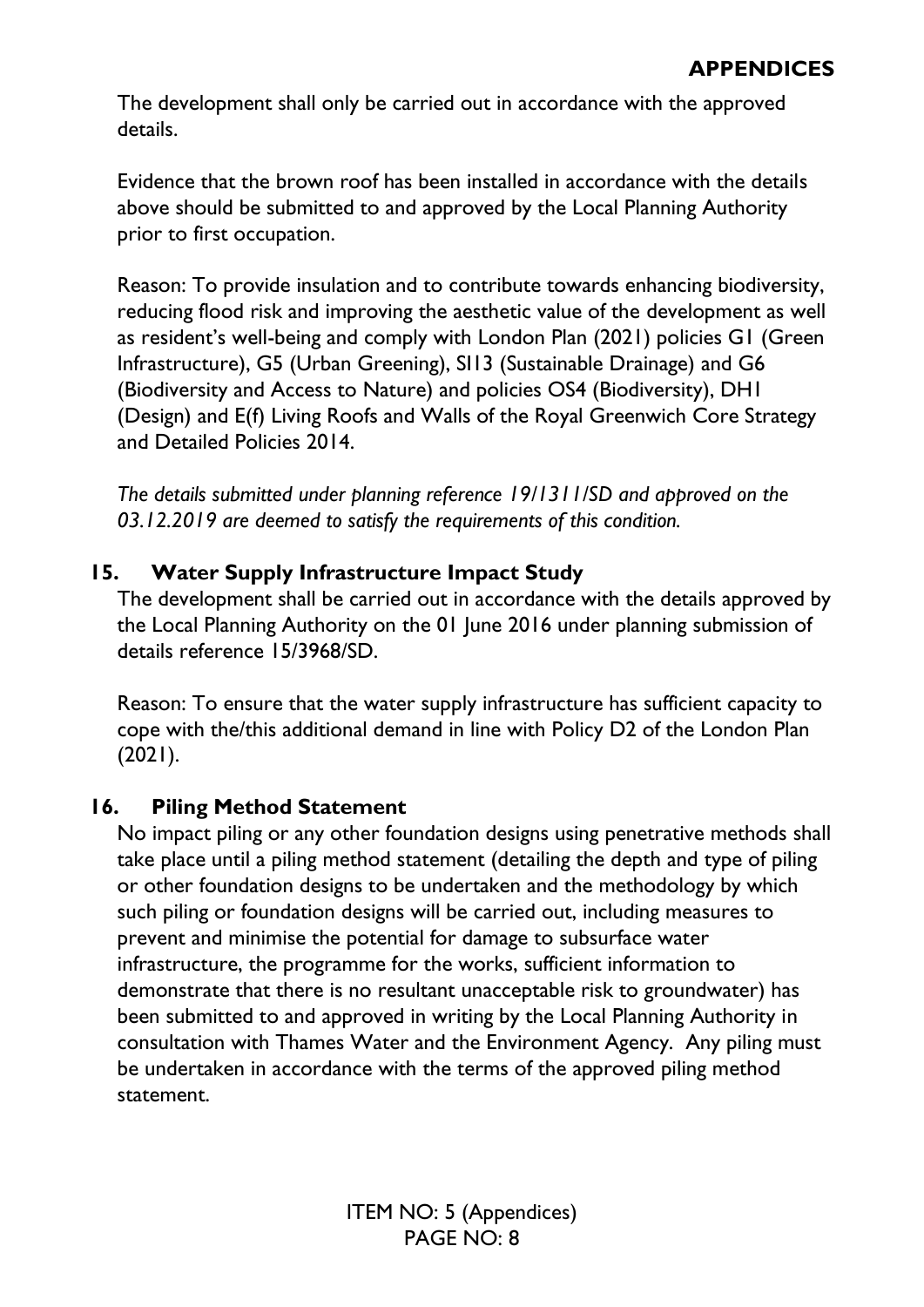The development shall only be carried out in accordance with the approved details.

Evidence that the brown roof has been installed in accordance with the details above should be submitted to and approved by the Local Planning Authority prior to first occupation.

Reason: To provide insulation and to contribute towards enhancing biodiversity, reducing flood risk and improving the aesthetic value of the development as well as resident's well-being and comply with London Plan (2021) policies G1 (Green Infrastructure), G5 (Urban Greening), SI13 (Sustainable Drainage) and G6 (Biodiversity and Access to Nature) and policies OS4 (Biodiversity), DH1 (Design) and E(f) Living Roofs and Walls of the Royal Greenwich Core Strategy and Detailed Policies 2014.

*The details submitted under planning reference 19/1311/SD and approved on the 03.12.2019 are deemed to satisfy the requirements of this condition.*

### 15. Water Supply Infrastructure Impact Study

The development shall be carried out in accordance with the details approved by the Local Planning Authority on the 01 June 2016 under planning submission of details reference 15/3968/SD.

Reason: To ensure that the water supply infrastructure has sufficient capacity to cope with the/this additional demand in line with Policy D2 of the London Plan (2021).

### 16. Piling Method Statement

No impact piling or any other foundation designs using penetrative methods shall take place until a piling method statement (detailing the depth and type of piling or other foundation designs to be undertaken and the methodology by which such piling or foundation designs will be carried out, including measures to prevent and minimise the potential for damage to subsurface water infrastructure, the programme for the works, sufficient information to demonstrate that there is no resultant unacceptable risk to groundwater) has been submitted to and approved in writing by the Local Planning Authority in consultation with Thames Water and the Environment Agency. Any piling must be undertaken in accordance with the terms of the approved piling method statement.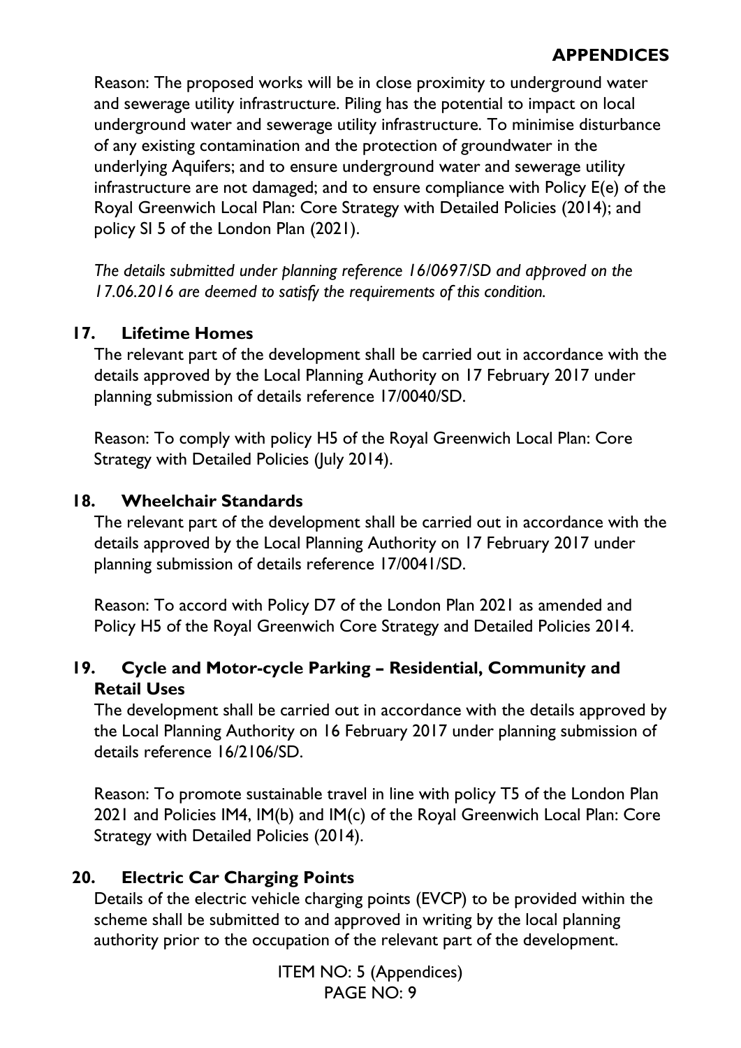Reason: The proposed works will be in close proximity to underground water and sewerage utility infrastructure. Piling has the potential to impact on local underground water and sewerage utility infrastructure. To minimise disturbance of any existing contamination and the protection of groundwater in the underlying Aquifers; and to ensure underground water and sewerage utility infrastructure are not damaged; and to ensure compliance with Policy E(e) of the Royal Greenwich Local Plan: Core Strategy with Detailed Policies (2014); and policy SI 5 of the London Plan (2021).

*The details submitted under planning reference 16/0697/SD and approved on the 17.06.2016 are deemed to satisfy the requirements of this condition.*

**17. Lifetime Homes**

The relevant part of the development shall be carried out in accordance with the details approved by the Local Planning Authority on 17 February 2017 under planning submission of details reference 17/0040/SD.

Reason: To comply with policy H5 of the Royal Greenwich Local Plan: Core Strategy with Detailed Policies (July 2014).

**18. Wheelchair Standards**

The relevant part of the development shall be carried out in accordance with the details approved by the Local Planning Authority on 17 February 2017 under planning submission of details reference 17/0041/SD.

Reason: To accord with Policy D7 of the London Plan 2021 as amended and Policy H5 of the Royal Greenwich Core Strategy and Detailed Policies 2014.

**19. Cycle and Motor-cycle Parking – Residential, Community and Retail Uses**

The development shall be carried out in accordance with the details approved by the Local Planning Authority on 16 February 2017 under planning submission of details reference 16/2106/SD.

Reason: To promote sustainable travel in line with policy T5 of the London Plan 2021 and Policies IM4, IM(b) and IM(c) of the Royal Greenwich Local Plan: Core Strategy with Detailed Policies (2014).

**20. Electric Car Charging Points**

Details of the electric vehicle charging points (EVCP) to be provided within the scheme shall be submitted to and approved in writing by the local planning authority prior to the occupation of the relevant part of the development.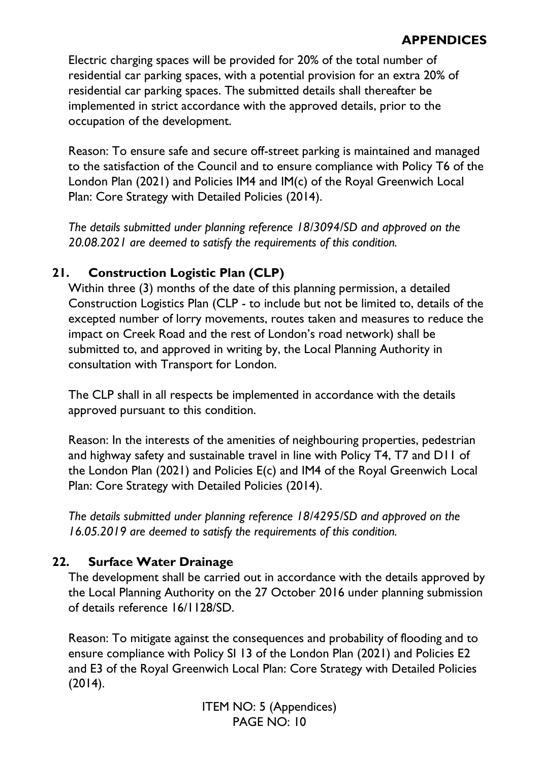Electric charging spaces will be provided for 20% of the total number of residential car parking spaces, with a potential provision for an extra 20% of residential car parking spaces. The submitted details shall thereafter be implemented in strict accordance with the approved details, prior to the occupation of the development.

Reason: To ensure safe and secure off-street parking is maintained and managed to the satisfaction of the Council and to ensure compliance with Policy T6 of the London Plan (2021) and Policies IM4 and IM(c) of the Royal Greenwich Local Plan: Core Strategy with Detailed Policies (2014).

*The details submitted under planning reference 18/3094/SD and approved on the 20.08.2021 are deemed to satisfy the requirements of this condition.*

## 21. Construction Logistic Plan (CLP)

Within three (3) months of the date of this planning permission, a detailed Construction Logistics Plan (CLP - to include but not be limited to, details of the excepted number of lorry movements, routes taken and measures to reduce the impact on Creek Road and the rest of London's road network) shall be submitted to, and approved in writing by, the Local Planning Authority in consultation with Transport for London.

The CLP shall in all respects be implemented in accordance with the details approved pursuant to this condition.

Reason: In the interests of the amenities of neighbouring properties, pedestrian and highway safety and sustainable travel in line with Policy T4, T7 and D11 of the London Plan (2021) and Policies E(c) and IM4 of the Royal Greenwich Local Plan: Core Strategy with Detailed Policies (2014).

*The details submitted under planning reference 18/4295/SD and approved on the 16.05.2019 are deemed to satisfy the requirements of this condition.*

## 22. Surface Water Drainage

The development shall be carried out in accordance with the details approved by the Local Planning Authority on the 27 October 2016 under planning submission of details reference 16/1128/SD.

Reason: To mitigate against the consequences and probability of flooding and to ensure compliance with Policy SI 13 of the London Plan (2021) and Policies E2 and E3 of the Royal Greenwich Local Plan: Core Strategy with Detailed Policies (2014).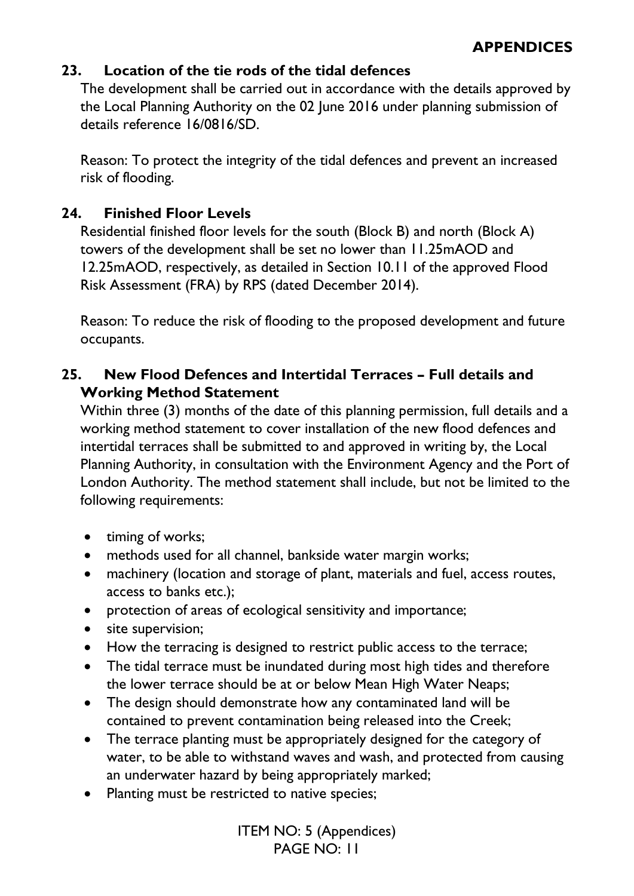**APPENDICES**

### 23. Location of the tie rods of the tidal defences

The development shall be carried out in accordance with the details approved by the Local Planning Authority on the 02 June 2016 under planning submission of details reference 16/0816/SD.

Reason: To protect the integrity of the tidal defences and prevent an increased risk of flooding.

### 24. Finished Floor Levels

Residential finished floor levels for the south (Block B) and north (Block A) towers of the development shall be set no lower than 11.25mAOD and 12.25mAOD, respectively, as detailed in Section 10.11 of the approved Flood Risk Assessment (FRA) by RPS (dated December 2014).

Reason: To reduce the risk of flooding to the proposed development and future occupants.

### 25. New Flood Defences and Intertidal Terraces – Full details and Working Method Statement

Within three (3) months of the date of this planning permission, full details and a working method statement to cover installation of the new flood defences and intertidal terraces shall be submitted to and approved in writing by, the Local Planning Authority, in consultation with the Environment Agency and the Port of London Authority. The method statement shall include, but not be limited to the following requirements:

- timing of works;
- methods used for all channel, bankside water margin works;
- machinery (location and storage of plant, materials and fuel, access routes, access to banks etc.);
- protection of areas of ecological sensitivity and importance;
- site supervision;
- How the terracing is designed to restrict public access to the terrace;
- The tidal terrace must be inundated during most high tides and therefore the lower terrace should be at or below Mean High Water Neaps;
- The design should demonstrate how any contaminated land will be contained to prevent contamination being released into the Creek;
- The terrace planting must be appropriately designed for the category of water, to be able to withstand waves and wash, and protected from causing an underwater hazard by being appropriately marked;
- Planting must be restricted to native species;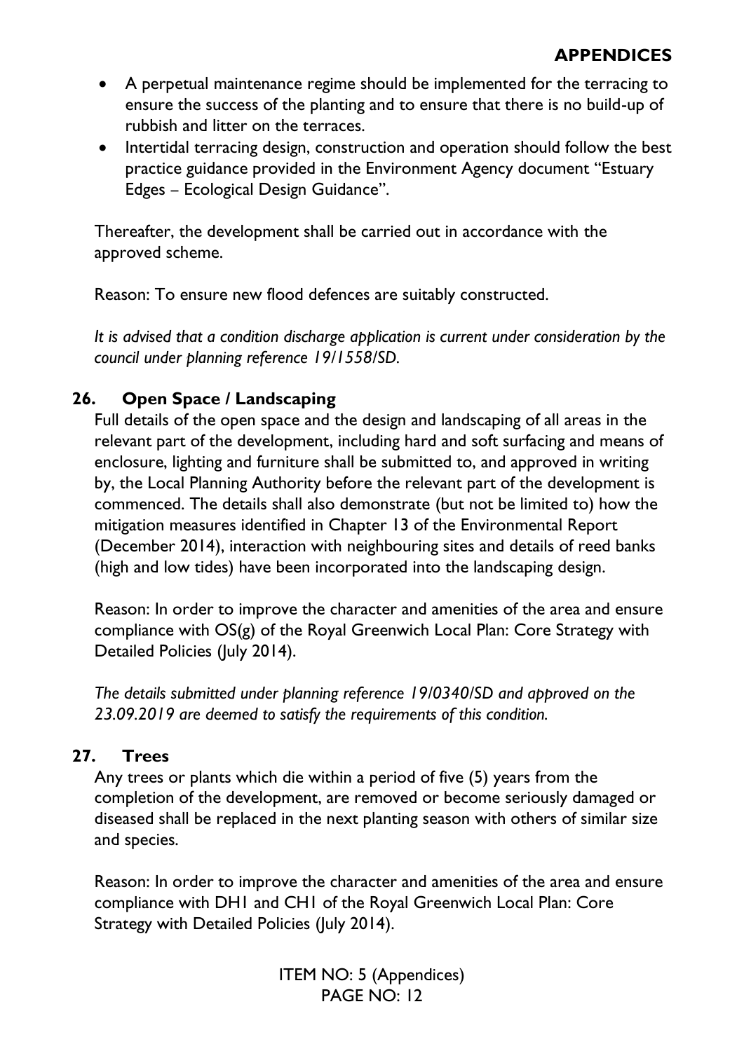- A perpetual maintenance regime should be implemented for the terracing to ensure the success of the planting and to ensure that there is no build-up of rubbish and litter on the terraces.
- Intertidal terracing design, construction and operation should follow the best practice guidance provided in the Environment Agency document "Estuary Edges – Ecological Design Guidance".

Thereafter, the development shall be carried out in accordance with the approved scheme.

Reason: To ensure new flood defences are suitably constructed.

*It is advised that a condition discharge application is current under consideration by the council under planning reference 19/1558/SD.*

## 26. Open Space / Landscaping

Full details of the open space and the design and landscaping of all areas in the relevant part of the development, including hard and soft surfacing and means of enclosure, lighting and furniture shall be submitted to, and approved in writing by, the Local Planning Authority before the relevant part of the development is commenced. The details shall also demonstrate (but not be limited to) how the mitigation measures identified in Chapter 13 of the Environmental Report (December 2014), interaction with neighbouring sites and details of reed banks (high and low tides) have been incorporated into the landscaping design.

Reason: In order to improve the character and amenities of the area and ensure compliance with OS(g) of the Royal Greenwich Local Plan: Core Strategy with Detailed Policies (July 2014).

*The details submitted under planning reference 19/0340/SD and approved on the 23.09.2019 are deemed to satisfy the requirements of this condition.*

## 27. Trees

Any trees or plants which die within a period of five (5) years from the completion of the development, are removed or become seriously damaged or diseased shall be replaced in the next planting season with others of similar size and species.

Reason: In order to improve the character and amenities of the area and ensure compliance with DH1 and CH1 of the Royal Greenwich Local Plan: Core Strategy with Detailed Policies (July 2014).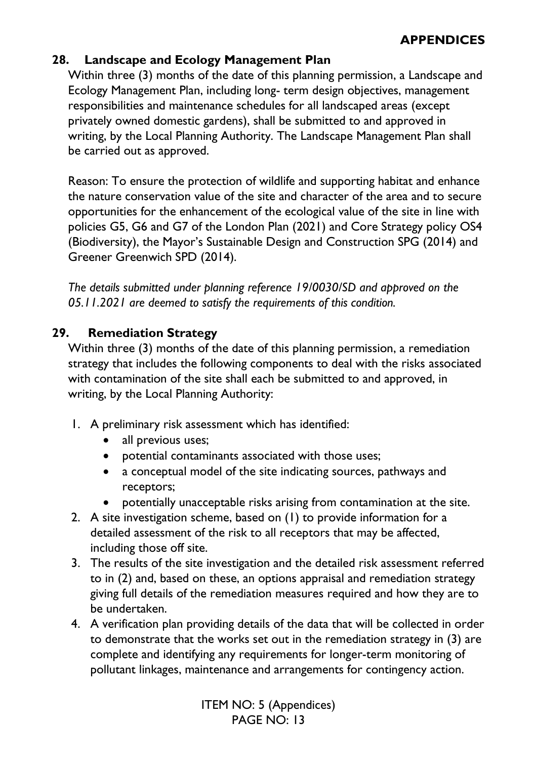## 28. Landscape and Ecology Management Plan

Within three (3) months of the date of this planning permission, a Landscape and Ecology Management Plan, including long- term design objectives, management responsibilities and maintenance schedules for all landscaped areas (except privately owned domestic gardens), shall be submitted to and approved in writing, by the Local Planning Authority. The Landscape Management Plan shall be carried out as approved.

Reason: To ensure the protection of wildlife and supporting habitat and enhance the nature conservation value of the site and character of the area and to secure opportunities for the enhancement of the ecological value of the site in line with policies G5, G6 and G7 of the London Plan (2021) and Core Strategy policy OS4 (Biodiversity), the Mayor's Sustainable Design and Construction SPG (2014) and Greener Greenwich SPD (2014).

*The details submitted under planning reference 19/0030/SD and approved on the 05.11.2021 are deemed to satisfy the requirements of this condition.*

## 29. Remediation Strategy

Within three (3) months of the date of this planning permission, a remediation strategy that includes the following components to deal with the risks associated with contamination of the site shall each be submitted to and approved, in writing, by the Local Planning Authority:

1. A preliminary risk assessment which has identified:
   - all previous uses;
   - potential contaminants associated with those uses;
   - a conceptual model of the site indicating sources, pathways and receptors;
   - potentially unacceptable risks arising from contamination at the site.
2. A site investigation scheme, based on (1) to provide information for a detailed assessment of the risk to all receptors that may be affected, including those off site.
3. The results of the site investigation and the detailed risk assessment referred to in (2) and, based on these, an options appraisal and remediation strategy giving full details of the remediation measures required and how they are to be undertaken.
4. A verification plan providing details of the data that will be collected in order to demonstrate that the works set out in the remediation strategy in (3) are complete and identifying any requirements for longer-term monitoring of pollutant linkages, maintenance and arrangements for contingency action.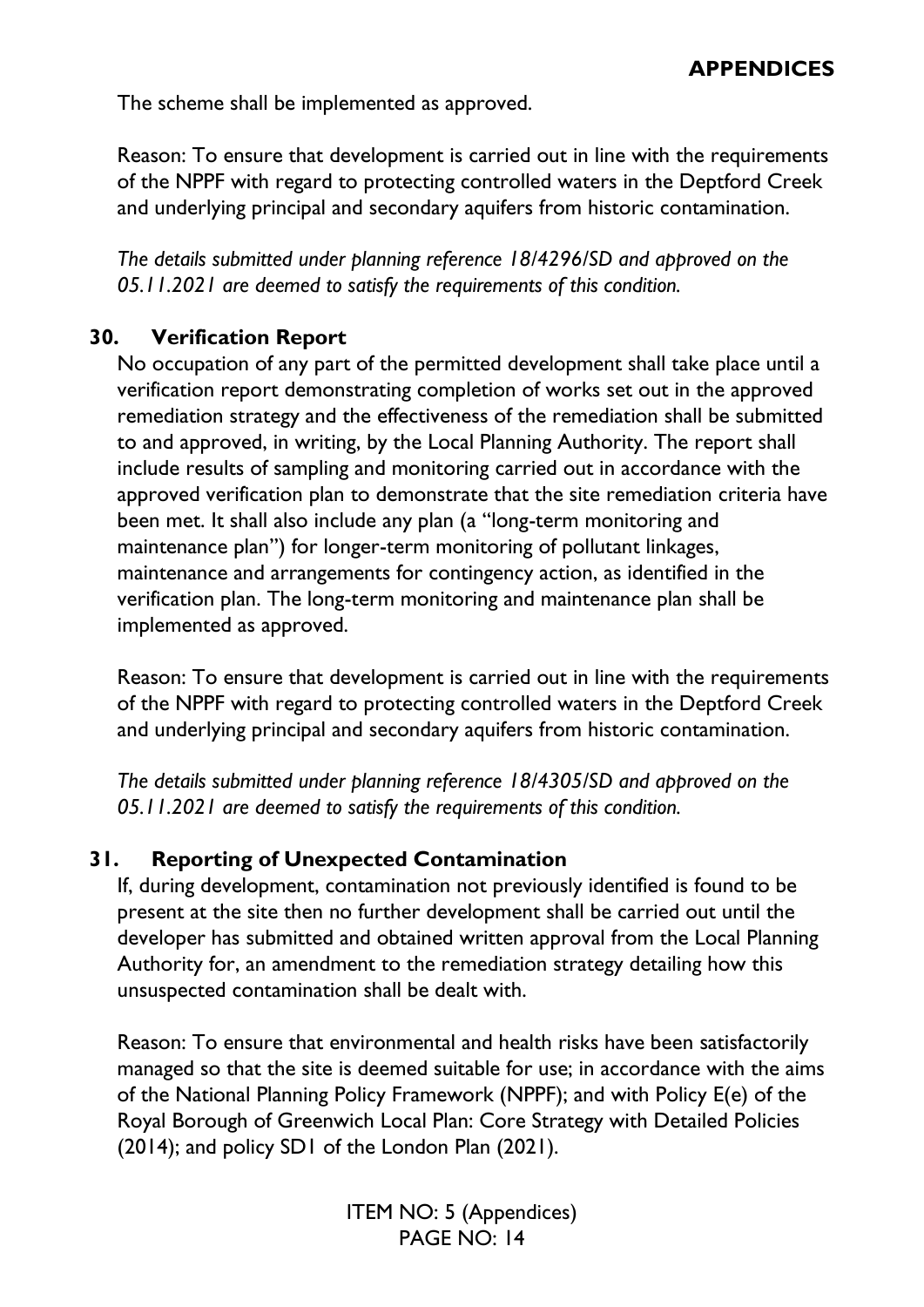The scheme shall be implemented as approved.

Reason: To ensure that development is carried out in line with the requirements of the NPPF with regard to protecting controlled waters in the Deptford Creek and underlying principal and secondary aquifers from historic contamination.

*The details submitted under planning reference 18/4296/SD and approved on the 05.11.2021 are deemed to satisfy the requirements of this condition.*

**30. Verification Report**

No occupation of any part of the permitted development shall take place until a verification report demonstrating completion of works set out in the approved remediation strategy and the effectiveness of the remediation shall be submitted to and approved, in writing, by the Local Planning Authority. The report shall include results of sampling and monitoring carried out in accordance with the approved verification plan to demonstrate that the site remediation criteria have been met. It shall also include any plan (a "long-term monitoring and maintenance plan") for longer-term monitoring of pollutant linkages, maintenance and arrangements for contingency action, as identified in the verification plan. The long-term monitoring and maintenance plan shall be implemented as approved.

Reason: To ensure that development is carried out in line with the requirements of the NPPF with regard to protecting controlled waters in the Deptford Creek and underlying principal and secondary aquifers from historic contamination.

*The details submitted under planning reference 18/4305/SD and approved on the 05.11.2021 are deemed to satisfy the requirements of this condition.*

**31. Reporting of Unexpected Contamination**

If, during development, contamination not previously identified is found to be present at the site then no further development shall be carried out until the developer has submitted and obtained written approval from the Local Planning Authority for, an amendment to the remediation strategy detailing how this unsuspected contamination shall be dealt with.

Reason: To ensure that environmental and health risks have been satisfactorily managed so that the site is deemed suitable for use; in accordance with the aims of the National Planning Policy Framework (NPPF); and with Policy E(e) of the Royal Borough of Greenwich Local Plan: Core Strategy with Detailed Policies (2014); and policy SD1 of the London Plan (2021).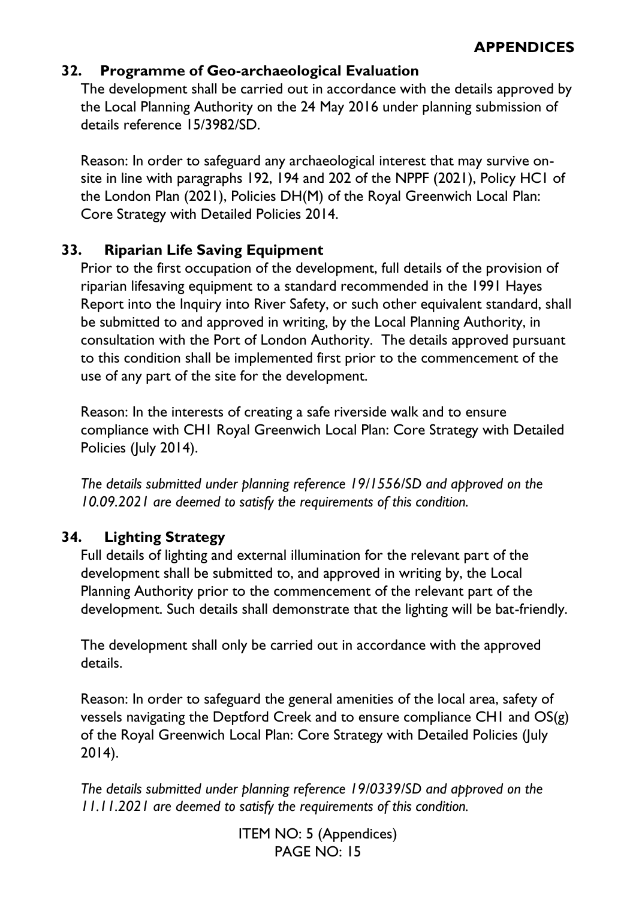## 32. Programme of Geo-archaeological Evaluation

The development shall be carried out in accordance with the details approved by the Local Planning Authority on the 24 May 2016 under planning submission of details reference 15/3982/SD.

Reason: In order to safeguard any archaeological interest that may survive on-site in line with paragraphs 192, 194 and 202 of the NPPF (2021), Policy HC1 of the London Plan (2021), Policies DH(M) of the Royal Greenwich Local Plan: Core Strategy with Detailed Policies 2014.

## 33. Riparian Life Saving Equipment

Prior to the first occupation of the development, full details of the provision of riparian lifesaving equipment to a standard recommended in the 1991 Hayes Report into the Inquiry into River Safety, or such other equivalent standard, shall be submitted to and approved in writing, by the Local Planning Authority, in consultation with the Port of London Authority. The details approved pursuant to this condition shall be implemented first prior to the commencement of the use of any part of the site for the development.

Reason: In the interests of creating a safe riverside walk and to ensure compliance with CH1 Royal Greenwich Local Plan: Core Strategy with Detailed Policies (July 2014).

*The details submitted under planning reference 19/1556/SD and approved on the 10.09.2021 are deemed to satisfy the requirements of this condition.*

## 34. Lighting Strategy

Full details of lighting and external illumination for the relevant part of the development shall be submitted to, and approved in writing by, the Local Planning Authority prior to the commencement of the relevant part of the development. Such details shall demonstrate that the lighting will be bat-friendly.

The development shall only be carried out in accordance with the approved details.

Reason: In order to safeguard the general amenities of the local area, safety of vessels navigating the Deptford Creek and to ensure compliance CH1 and OS(g) of the Royal Greenwich Local Plan: Core Strategy with Detailed Policies (July 2014).

*The details submitted under planning reference 19/0339/SD and approved on the 11.11.2021 are deemed to satisfy the requirements of this condition.*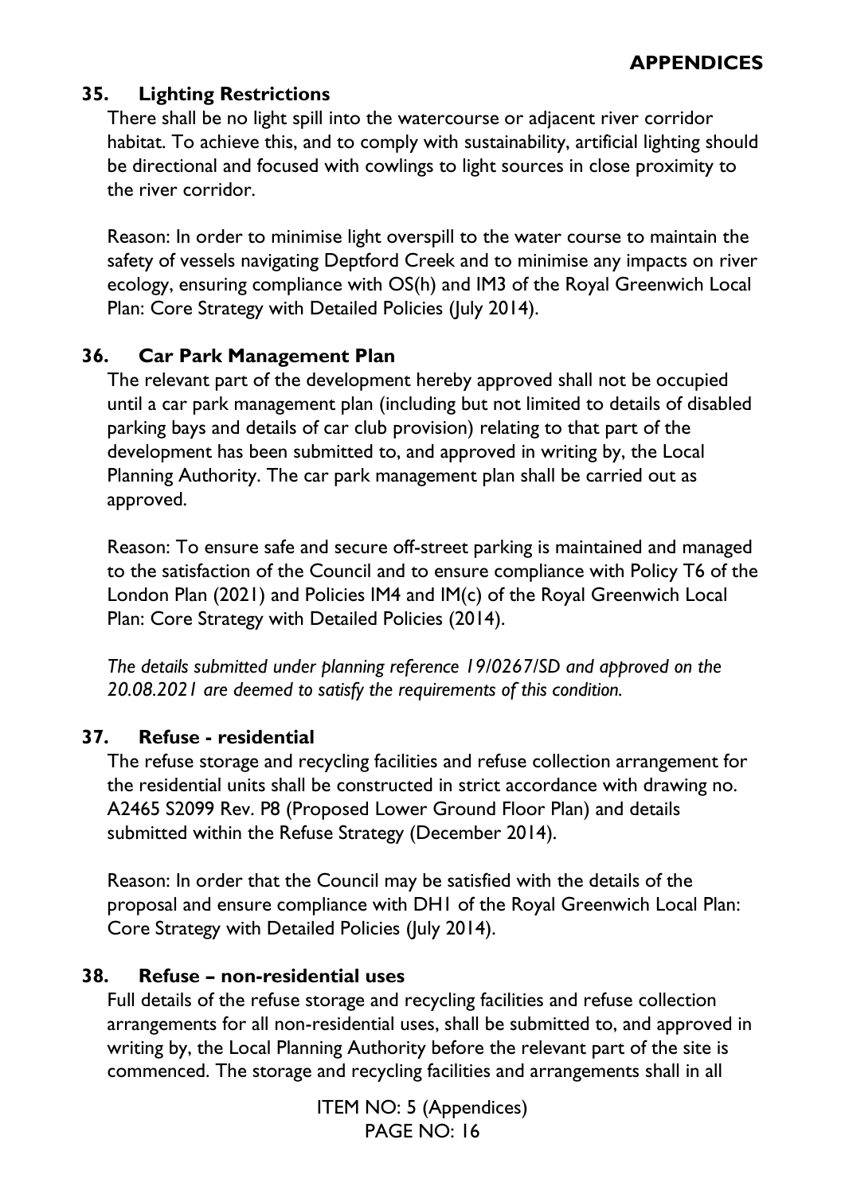### 35. Lighting Restrictions

There shall be no light spill into the watercourse or adjacent river corridor habitat. To achieve this, and to comply with sustainability, artificial lighting should be directional and focused with cowlings to light sources in close proximity to the river corridor.

Reason: In order to minimise light overspill to the water course to maintain the safety of vessels navigating Deptford Creek and to minimise any impacts on river ecology, ensuring compliance with OS(h) and IM3 of the Royal Greenwich Local Plan: Core Strategy with Detailed Policies (July 2014).

### 36. Car Park Management Plan

The relevant part of the development hereby approved shall not be occupied until a car park management plan (including but not limited to details of disabled parking bays and details of car club provision) relating to that part of the development has been submitted to, and approved in writing by, the Local Planning Authority. The car park management plan shall be carried out as approved.

Reason: To ensure safe and secure off-street parking is maintained and managed to the satisfaction of the Council and to ensure compliance with Policy T6 of the London Plan (2021) and Policies IM4 and IM(c) of the Royal Greenwich Local Plan: Core Strategy with Detailed Policies (2014).

*The details submitted under planning reference 19/0267/SD and approved on the 20.08.2021 are deemed to satisfy the requirements of this condition.*

### 37. Refuse - residential

The refuse storage and recycling facilities and refuse collection arrangement for the residential units shall be constructed in strict accordance with drawing no. A2465 S2099 Rev. P8 (Proposed Lower Ground Floor Plan) and details submitted within the Refuse Strategy (December 2014).

Reason: In order that the Council may be satisfied with the details of the proposal and ensure compliance with DH1 of the Royal Greenwich Local Plan: Core Strategy with Detailed Policies (July 2014).

### 38. Refuse – non-residential uses

Full details of the refuse storage and recycling facilities and refuse collection arrangements for all non-residential uses, shall be submitted to, and approved in writing by, the Local Planning Authority before the relevant part of the site is commenced. The storage and recycling facilities and arrangements shall in all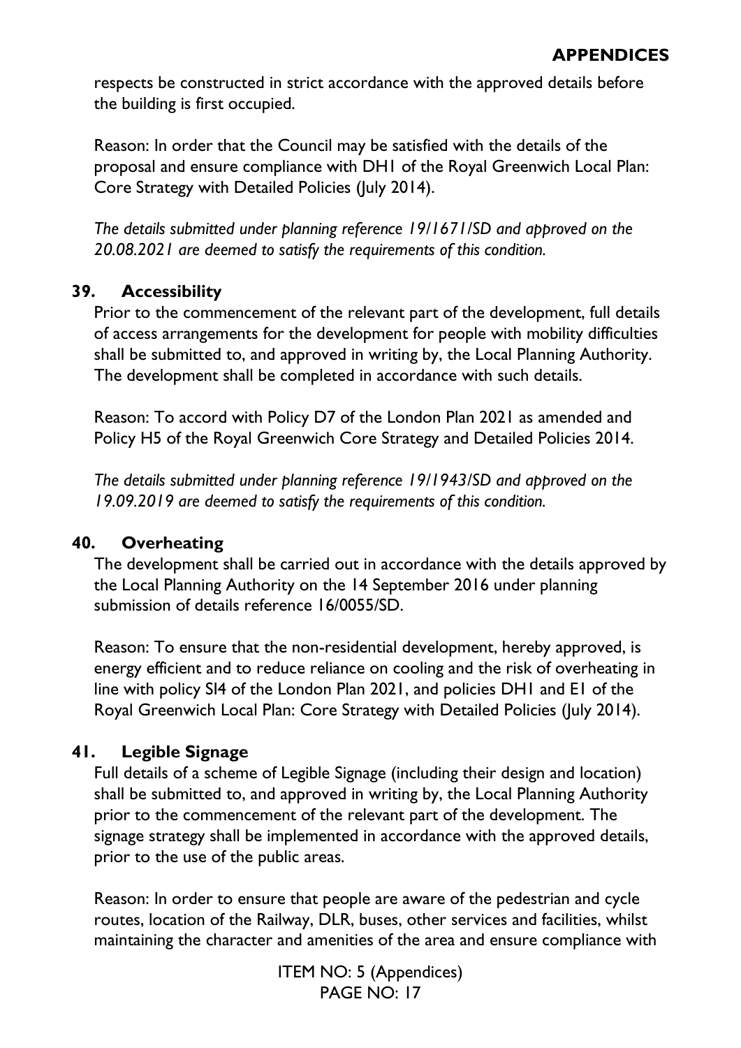respects be constructed in strict accordance with the approved details before the building is first occupied.

Reason: In order that the Council may be satisfied with the details of the proposal and ensure compliance with DH1 of the Royal Greenwich Local Plan: Core Strategy with Detailed Policies (July 2014).

*The details submitted under planning reference 19/1671/SD and approved on the 20.08.2021 are deemed to satisfy the requirements of this condition.*

### 39. Accessibility

Prior to the commencement of the relevant part of the development, full details of access arrangements for the development for people with mobility difficulties shall be submitted to, and approved in writing by, the Local Planning Authority. The development shall be completed in accordance with such details.

Reason: To accord with Policy D7 of the London Plan 2021 as amended and Policy H5 of the Royal Greenwich Core Strategy and Detailed Policies 2014.

*The details submitted under planning reference 19/1943/SD and approved on the 19.09.2019 are deemed to satisfy the requirements of this condition.*

### 40. Overheating

The development shall be carried out in accordance with the details approved by the Local Planning Authority on the 14 September 2016 under planning submission of details reference 16/0055/SD.

Reason: To ensure that the non-residential development, hereby approved, is energy efficient and to reduce reliance on cooling and the risk of overheating in line with policy SI4 of the London Plan 2021, and policies DH1 and E1 of the Royal Greenwich Local Plan: Core Strategy with Detailed Policies (July 2014).

### 41. Legible Signage

Full details of a scheme of Legible Signage (including their design and location) shall be submitted to, and approved in writing by, the Local Planning Authority prior to the commencement of the relevant part of the development. The signage strategy shall be implemented in accordance with the approved details, prior to the use of the public areas.

Reason: In order to ensure that people are aware of the pedestrian and cycle routes, location of the Railway, DLR, buses, other services and facilities, whilst maintaining the character and amenities of the area and ensure compliance with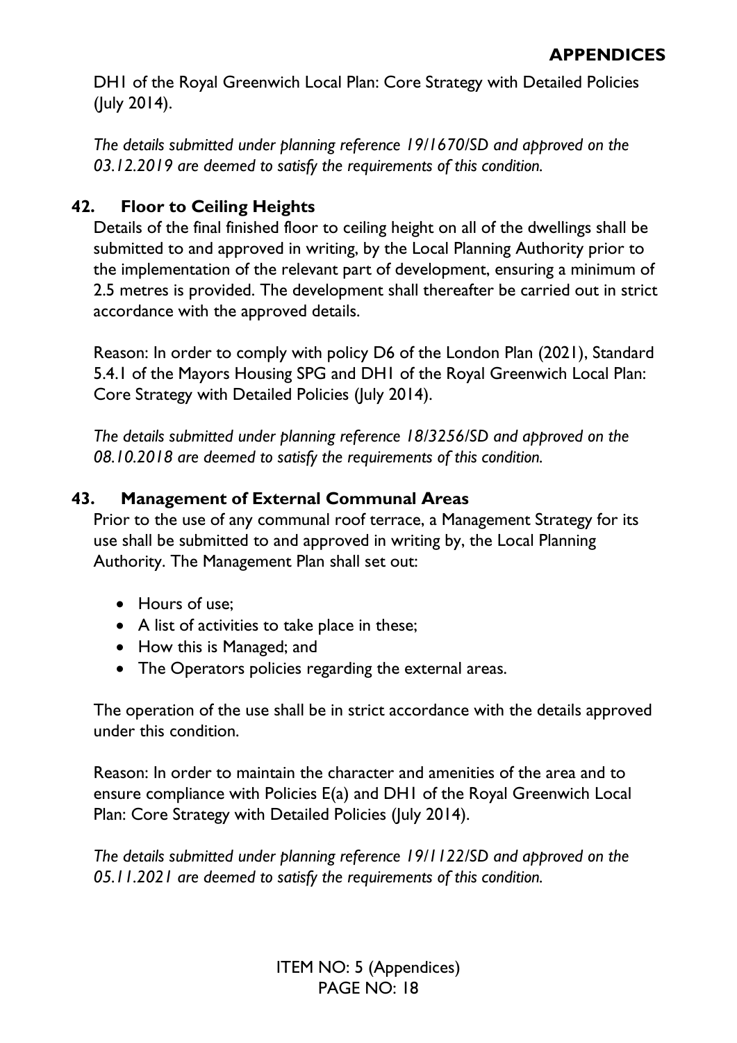DH1 of the Royal Greenwich Local Plan: Core Strategy with Detailed Policies (July 2014).

*The details submitted under planning reference 19/1670/SD and approved on the 03.12.2019 are deemed to satisfy the requirements of this condition.*

### 42. Floor to Ceiling Heights

Details of the final finished floor to ceiling height on all of the dwellings shall be submitted to and approved in writing, by the Local Planning Authority prior to the implementation of the relevant part of development, ensuring a minimum of 2.5 metres is provided. The development shall thereafter be carried out in strict accordance with the approved details.

Reason: In order to comply with policy D6 of the London Plan (2021), Standard 5.4.1 of the Mayors Housing SPG and DH1 of the Royal Greenwich Local Plan: Core Strategy with Detailed Policies (July 2014).

*The details submitted under planning reference 18/3256/SD and approved on the 08.10.2018 are deemed to satisfy the requirements of this condition.*

### 43. Management of External Communal Areas

Prior to the use of any communal roof terrace, a Management Strategy for its use shall be submitted to and approved in writing by, the Local Planning Authority. The Management Plan shall set out:

- Hours of use;
- A list of activities to take place in these;
- How this is Managed; and
- The Operators policies regarding the external areas.

The operation of the use shall be in strict accordance with the details approved under this condition.

Reason: In order to maintain the character and amenities of the area and to ensure compliance with Policies E(a) and DH1 of the Royal Greenwich Local Plan: Core Strategy with Detailed Policies (July 2014).

*The details submitted under planning reference 19/1122/SD and approved on the 05.11.2021 are deemed to satisfy the requirements of this condition.*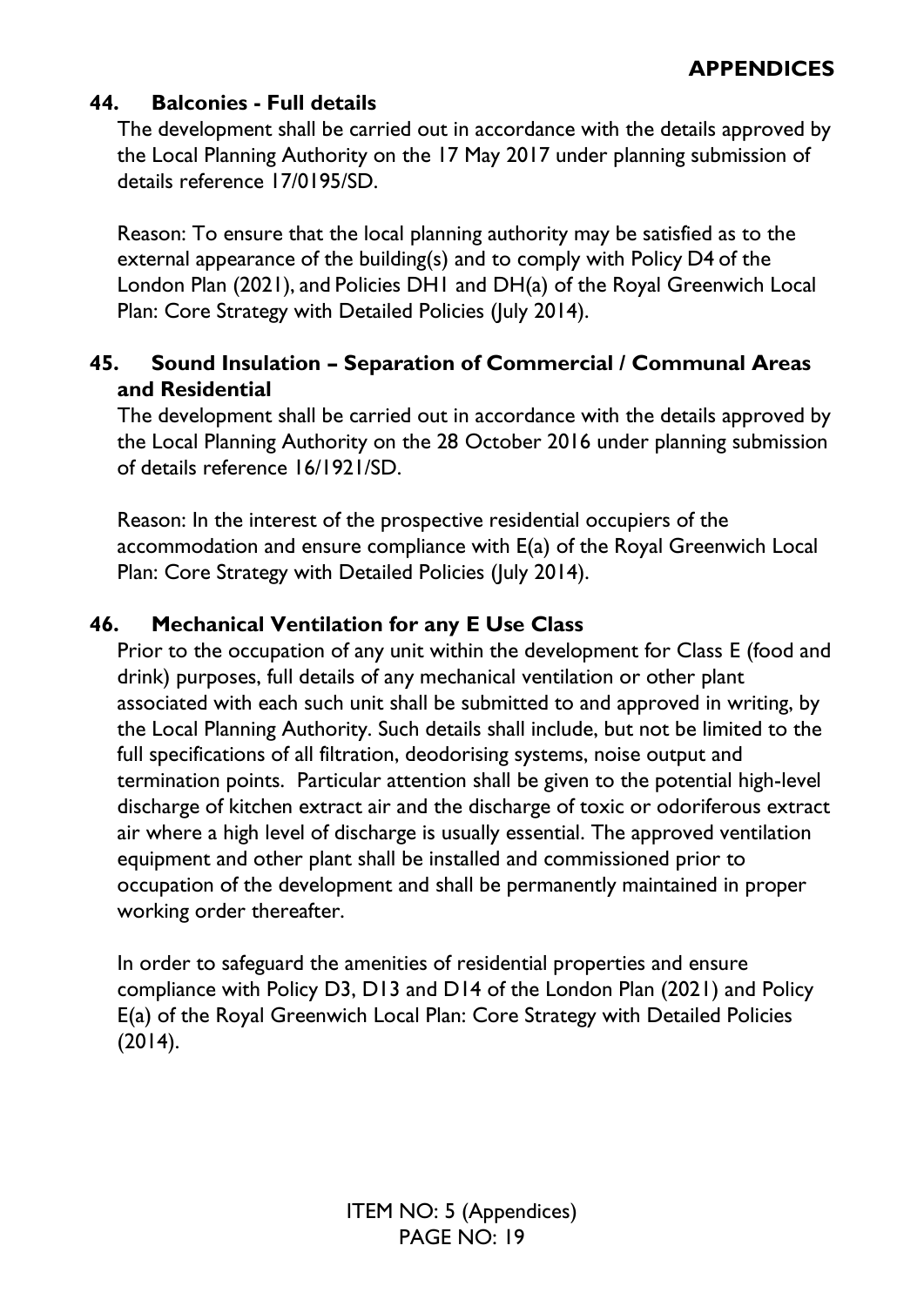### 44. Balconies - Full details

The development shall be carried out in accordance with the details approved by the Local Planning Authority on the 17 May 2017 under planning submission of details reference 17/0195/SD.

Reason: To ensure that the local planning authority may be satisfied as to the external appearance of the building(s) and to comply with Policy D4 of the London Plan (2021), and Policies DH1 and DH(a) of the Royal Greenwich Local Plan: Core Strategy with Detailed Policies (July 2014).

### 45. Sound Insulation – Separation of Commercial / Communal Areas and Residential

The development shall be carried out in accordance with the details approved by the Local Planning Authority on the 28 October 2016 under planning submission of details reference 16/1921/SD.

Reason: In the interest of the prospective residential occupiers of the accommodation and ensure compliance with E(a) of the Royal Greenwich Local Plan: Core Strategy with Detailed Policies (July 2014).

### 46. Mechanical Ventilation for any E Use Class

Prior to the occupation of any unit within the development for Class E (food and drink) purposes, full details of any mechanical ventilation or other plant associated with each such unit shall be submitted to and approved in writing, by the Local Planning Authority. Such details shall include, but not be limited to the full specifications of all filtration, deodorising systems, noise output and termination points. Particular attention shall be given to the potential high-level discharge of kitchen extract air and the discharge of toxic or odoriferous extract air where a high level of discharge is usually essential. The approved ventilation equipment and other plant shall be installed and commissioned prior to occupation of the development and shall be permanently maintained in proper working order thereafter.

In order to safeguard the amenities of residential properties and ensure compliance with Policy D3, D13 and D14 of the London Plan (2021) and Policy E(a) of the Royal Greenwich Local Plan: Core Strategy with Detailed Policies (2014).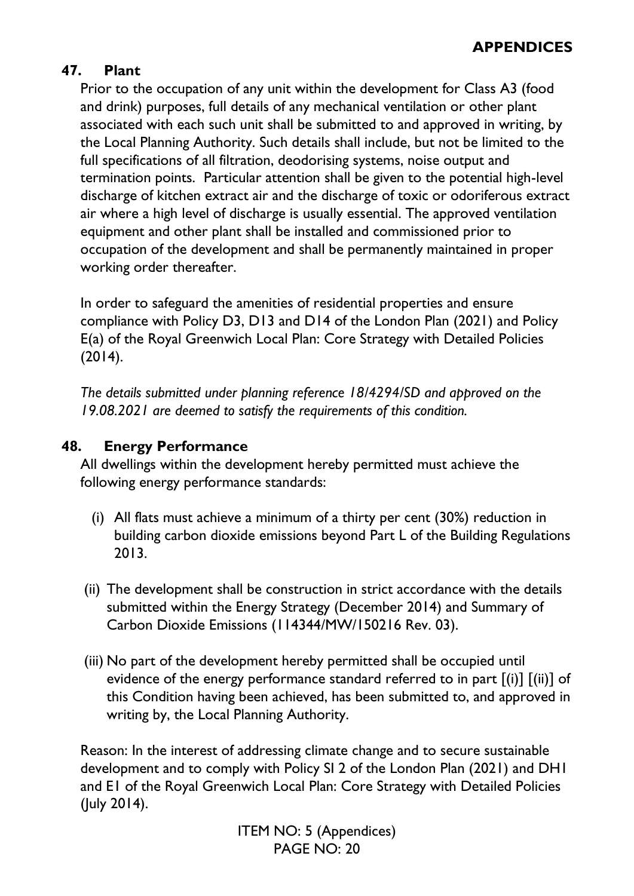### 47. Plant

Prior to the occupation of any unit within the development for Class A3 (food and drink) purposes, full details of any mechanical ventilation or other plant associated with each such unit shall be submitted to and approved in writing, by the Local Planning Authority. Such details shall include, but not be limited to the full specifications of all filtration, deodorising systems, noise output and termination points. Particular attention shall be given to the potential high-level discharge of kitchen extract air and the discharge of toxic or odoriferous extract air where a high level of discharge is usually essential. The approved ventilation equipment and other plant shall be installed and commissioned prior to occupation of the development and shall be permanently maintained in proper working order thereafter.

In order to safeguard the amenities of residential properties and ensure compliance with Policy D3, D13 and D14 of the London Plan (2021) and Policy E(a) of the Royal Greenwich Local Plan: Core Strategy with Detailed Policies (2014).

*The details submitted under planning reference 18/4294/SD and approved on the 19.08.2021 are deemed to satisfy the requirements of this condition.*

### 48. Energy Performance

All dwellings within the development hereby permitted must achieve the following energy performance standards:

(i) All flats must achieve a minimum of a thirty per cent (30%) reduction in building carbon dioxide emissions beyond Part L of the Building Regulations 2013.

(ii) The development shall be construction in strict accordance with the details submitted within the Energy Strategy (December 2014) and Summary of Carbon Dioxide Emissions (114344/MW/150216 Rev. 03).

(iii) No part of the development hereby permitted shall be occupied until evidence of the energy performance standard referred to in part [(i)] [(ii)] of this Condition having been achieved, has been submitted to, and approved in writing by, the Local Planning Authority.

Reason: In the interest of addressing climate change and to secure sustainable development and to comply with Policy SI 2 of the London Plan (2021) and DH1 and E1 of the Royal Greenwich Local Plan: Core Strategy with Detailed Policies (July 2014).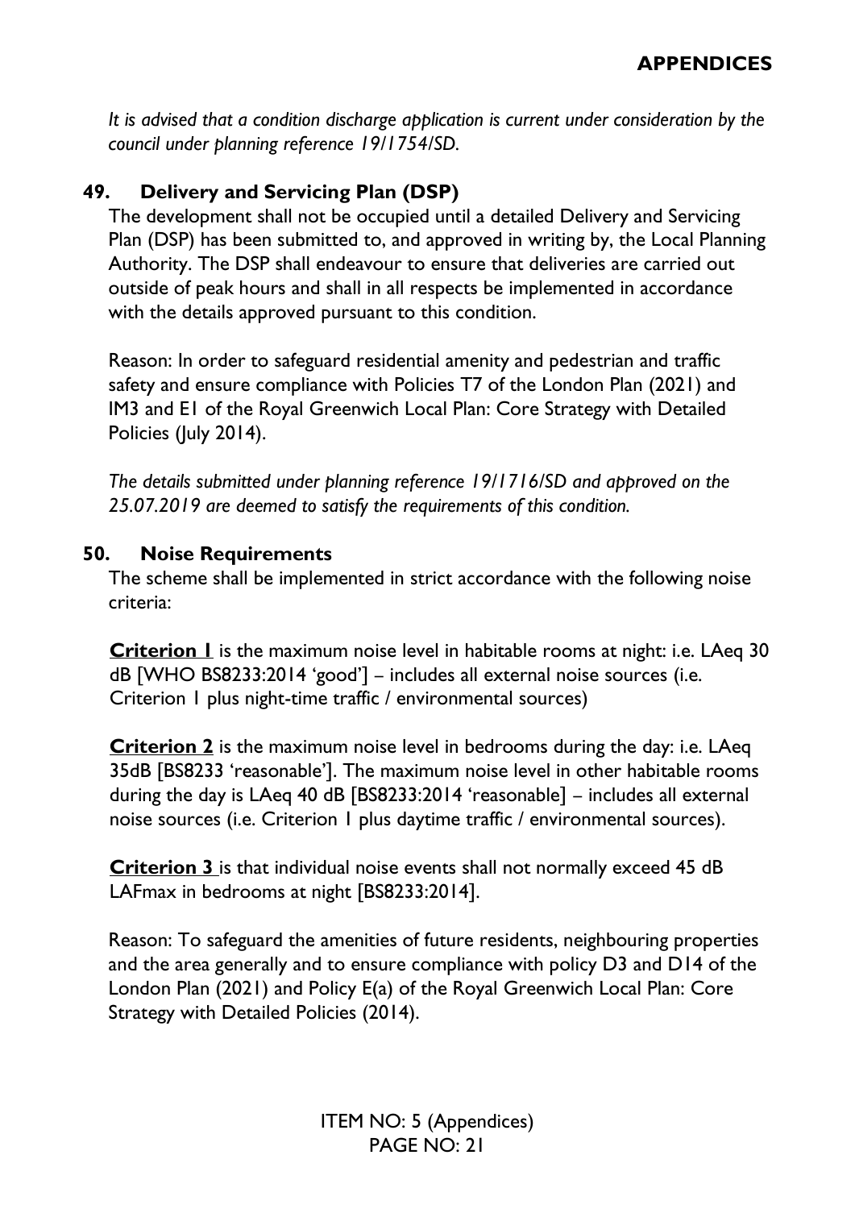*It is advised that a condition discharge application is current under consideration by the council under planning reference 19/1754/SD.*

## 49. Delivery and Servicing Plan (DSP)

The development shall not be occupied until a detailed Delivery and Servicing Plan (DSP) has been submitted to, and approved in writing by, the Local Planning Authority. The DSP shall endeavour to ensure that deliveries are carried out outside of peak hours and shall in all respects be implemented in accordance with the details approved pursuant to this condition.

Reason: In order to safeguard residential amenity and pedestrian and traffic safety and ensure compliance with Policies T7 of the London Plan (2021) and IM3 and E1 of the Royal Greenwich Local Plan: Core Strategy with Detailed Policies (July 2014).

*The details submitted under planning reference 19/1716/SD and approved on the 25.07.2019 are deemed to satisfy the requirements of this condition.*

## 50. Noise Requirements

The scheme shall be implemented in strict accordance with the following noise criteria:

**Criterion 1** is the maximum noise level in habitable rooms at night: i.e. LAeq 30 dB [WHO BS8233:2014 'good'] – includes all external noise sources (i.e. Criterion 1 plus night-time traffic / environmental sources)

**Criterion 2** is the maximum noise level in bedrooms during the day: i.e. LAeq 35dB [BS8233 'reasonable']. The maximum noise level in other habitable rooms during the day is LAeq 40 dB [BS8233:2014 'reasonable] – includes all external noise sources (i.e. Criterion 1 plus daytime traffic / environmental sources).

**Criterion 3** is that individual noise events shall not normally exceed 45 dB LAFmax in bedrooms at night [BS8233:2014].

Reason: To safeguard the amenities of future residents, neighbouring properties and the area generally and to ensure compliance with policy D3 and D14 of the London Plan (2021) and Policy E(a) of the Royal Greenwich Local Plan: Core Strategy with Detailed Policies (2014).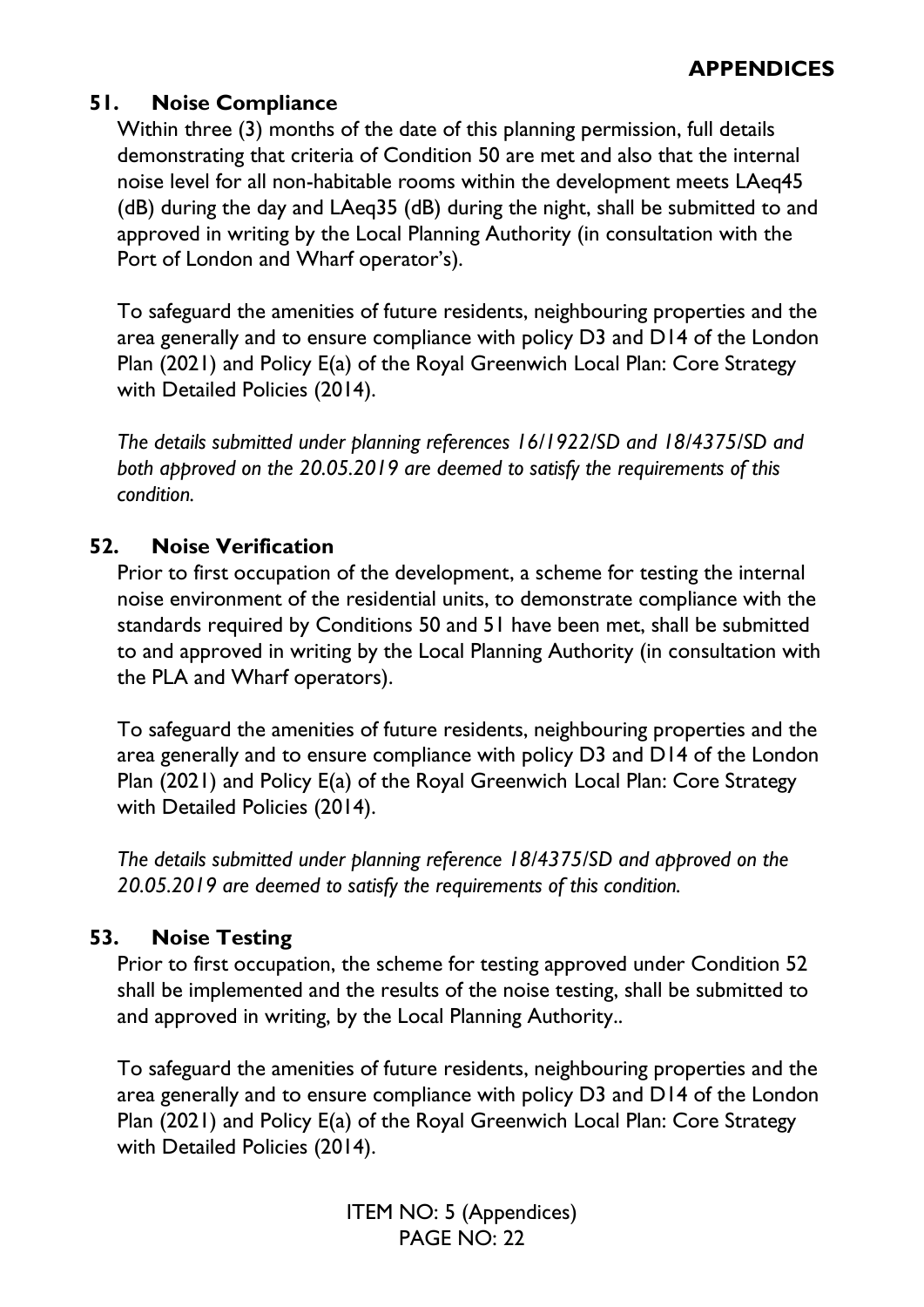### 51. Noise Compliance

Within three (3) months of the date of this planning permission, full details demonstrating that criteria of Condition 50 are met and also that the internal noise level for all non-habitable rooms within the development meets LAeq45 (dB) during the day and LAeq35 (dB) during the night, shall be submitted to and approved in writing by the Local Planning Authority (in consultation with the Port of London and Wharf operator's).

To safeguard the amenities of future residents, neighbouring properties and the area generally and to ensure compliance with policy D3 and D14 of the London Plan (2021) and Policy E(a) of the Royal Greenwich Local Plan: Core Strategy with Detailed Policies (2014).

*The details submitted under planning references 16/1922/SD and 18/4375/SD and both approved on the 20.05.2019 are deemed to satisfy the requirements of this condition.*

### 52. Noise Verification

Prior to first occupation of the development, a scheme for testing the internal noise environment of the residential units, to demonstrate compliance with the standards required by Conditions 50 and 51 have been met, shall be submitted to and approved in writing by the Local Planning Authority (in consultation with the PLA and Wharf operators).

To safeguard the amenities of future residents, neighbouring properties and the area generally and to ensure compliance with policy D3 and D14 of the London Plan (2021) and Policy E(a) of the Royal Greenwich Local Plan: Core Strategy with Detailed Policies (2014).

*The details submitted under planning reference 18/4375/SD and approved on the 20.05.2019 are deemed to satisfy the requirements of this condition.*

### 53. Noise Testing

Prior to first occupation, the scheme for testing approved under Condition 52 shall be implemented and the results of the noise testing, shall be submitted to and approved in writing, by the Local Planning Authority..

To safeguard the amenities of future residents, neighbouring properties and the area generally and to ensure compliance with policy D3 and D14 of the London Plan (2021) and Policy E(a) of the Royal Greenwich Local Plan: Core Strategy with Detailed Policies (2014).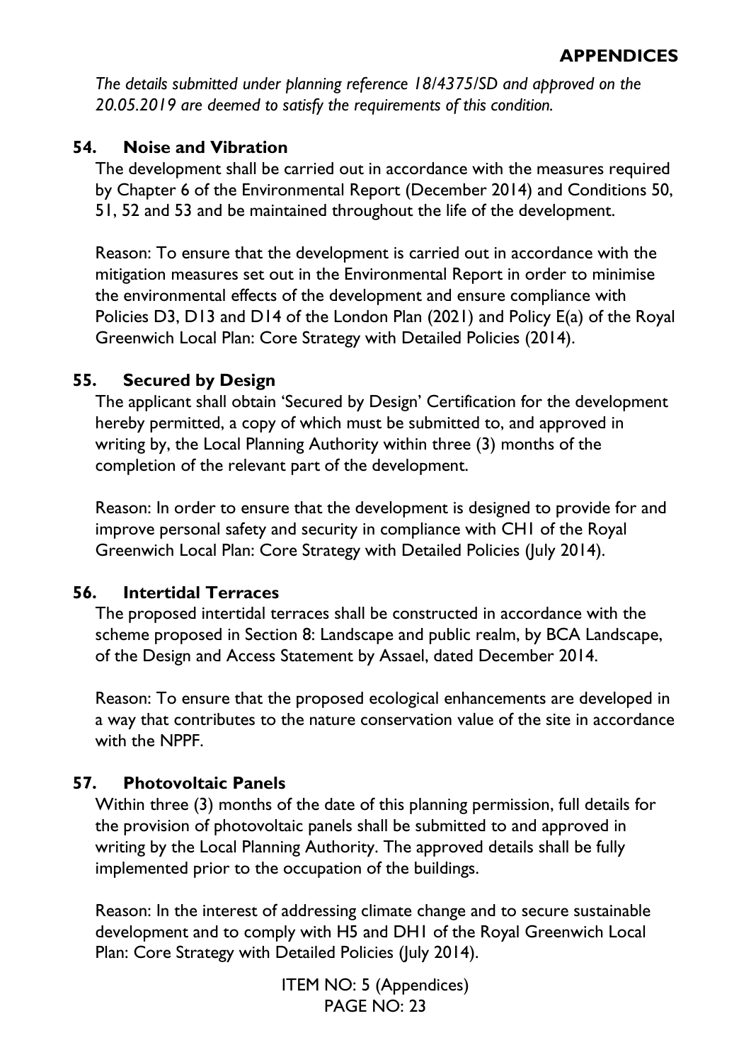*The details submitted under planning reference 18/4375/SD and approved on the 20.05.2019 are deemed to satisfy the requirements of this condition.*

### 54. Noise and Vibration

The development shall be carried out in accordance with the measures required by Chapter 6 of the Environmental Report (December 2014) and Conditions 50, 51, 52 and 53 and be maintained throughout the life of the development.

Reason: To ensure that the development is carried out in accordance with the mitigation measures set out in the Environmental Report in order to minimise the environmental effects of the development and ensure compliance with Policies D3, D13 and D14 of the London Plan (2021) and Policy E(a) of the Royal Greenwich Local Plan: Core Strategy with Detailed Policies (2014).

### 55. Secured by Design

The applicant shall obtain 'Secured by Design' Certification for the development hereby permitted, a copy of which must be submitted to, and approved in writing by, the Local Planning Authority within three (3) months of the completion of the relevant part of the development.

Reason: In order to ensure that the development is designed to provide for and improve personal safety and security in compliance with CH1 of the Royal Greenwich Local Plan: Core Strategy with Detailed Policies (July 2014).

### 56. Intertidal Terraces

The proposed intertidal terraces shall be constructed in accordance with the scheme proposed in Section 8: Landscape and public realm, by BCA Landscape, of the Design and Access Statement by Assael, dated December 2014.

Reason: To ensure that the proposed ecological enhancements are developed in a way that contributes to the nature conservation value of the site in accordance with the NPPF.

### 57. Photovoltaic Panels

Within three (3) months of the date of this planning permission, full details for the provision of photovoltaic panels shall be submitted to and approved in writing by the Local Planning Authority. The approved details shall be fully implemented prior to the occupation of the buildings.

Reason: In the interest of addressing climate change and to secure sustainable development and to comply with H5 and DH1 of the Royal Greenwich Local Plan: Core Strategy with Detailed Policies (July 2014).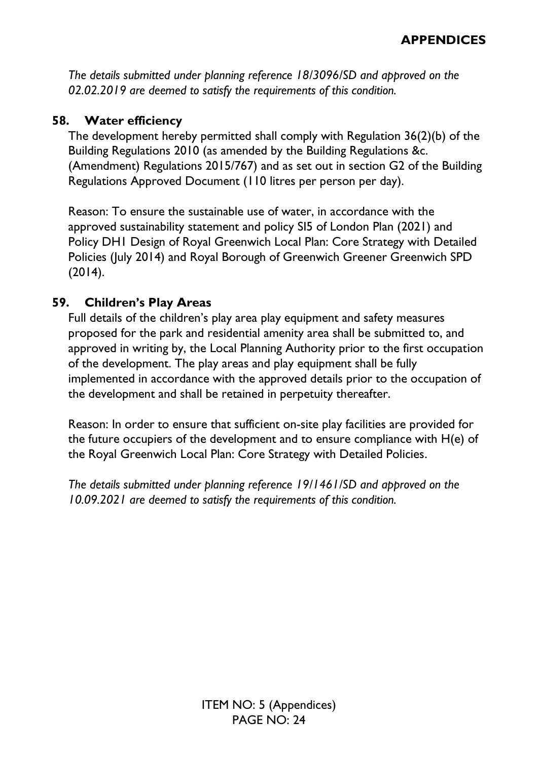*The details submitted under planning reference 18/3096/SD and approved on the 02.02.2019 are deemed to satisfy the requirements of this condition.*

### 58. Water efficiency

The development hereby permitted shall comply with Regulation 36(2)(b) of the Building Regulations 2010 (as amended by the Building Regulations &c. (Amendment) Regulations 2015/767) and as set out in section G2 of the Building Regulations Approved Document (110 litres per person per day).

Reason: To ensure the sustainable use of water, in accordance with the approved sustainability statement and policy SI5 of London Plan (2021) and Policy DH1 Design of Royal Greenwich Local Plan: Core Strategy with Detailed Policies (July 2014) and Royal Borough of Greenwich Greener Greenwich SPD (2014).

### 59. Children's Play Areas

Full details of the children's play area play equipment and safety measures proposed for the park and residential amenity area shall be submitted to, and approved in writing by, the Local Planning Authority prior to the first occupation of the development. The play areas and play equipment shall be fully implemented in accordance with the approved details prior to the occupation of the development and shall be retained in perpetuity thereafter.

Reason: In order to ensure that sufficient on-site play facilities are provided for the future occupiers of the development and to ensure compliance with H(e) of the Royal Greenwich Local Plan: Core Strategy with Detailed Policies.

*The details submitted under planning reference 19/1461/SD and approved on the 10.09.2021 are deemed to satisfy the requirements of this condition.*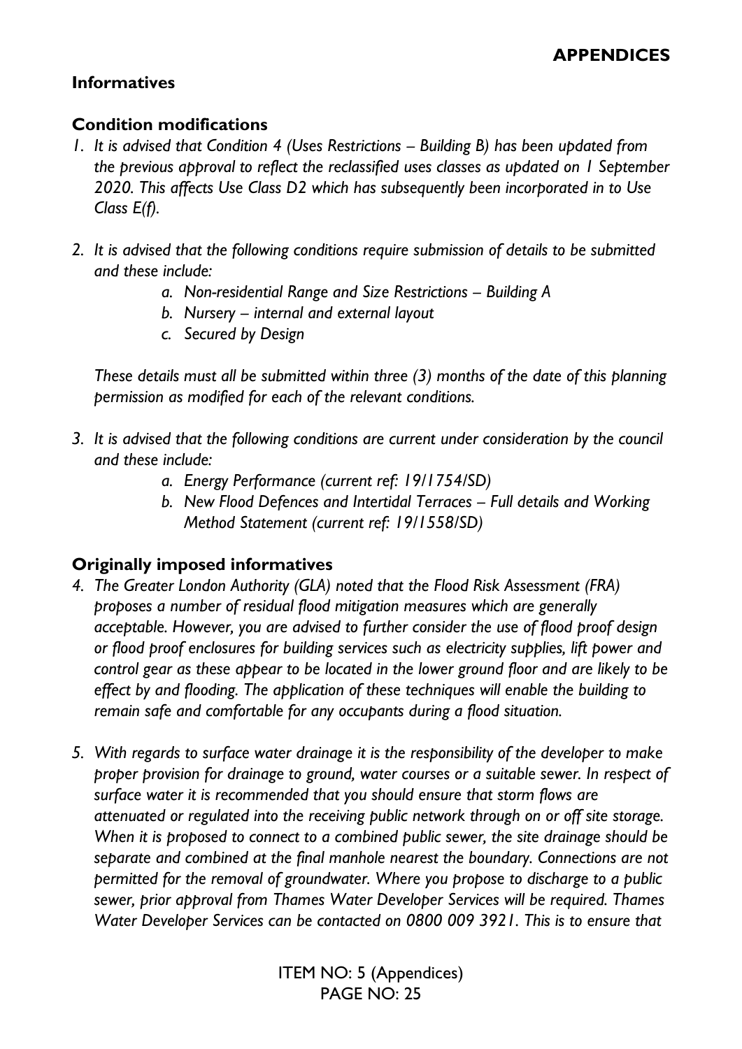## Informatives

### Condition modifications

1. *It is advised that Condition 4 (Uses Restrictions – Building B) has been updated from the previous approval to reflect the reclassified uses classes as updated on 1 September 2020. This affects Use Class D2 which has subsequently been incorporated in to Use Class E(f).*

2. *It is advised that the following conditions require submission of details to be submitted and these include:*
    a. *Non-residential Range and Size Restrictions – Building A*
    b. *Nursery – internal and external layout*
    c. *Secured by Design*

    *These details must all be submitted within three (3) months of the date of this planning permission as modified for each of the relevant conditions.*

3. *It is advised that the following conditions are current under consideration by the council and these include:*
    a. *Energy Performance (current ref: 19/1754/SD)*
    b. *New Flood Defences and Intertidal Terraces – Full details and Working Method Statement (current ref: 19/1558/SD)*

### Originally imposed informatives

4. *The Greater London Authority (GLA) noted that the Flood Risk Assessment (FRA) proposes a number of residual flood mitigation measures which are generally acceptable. However, you are advised to further consider the use of flood proof design or flood proof enclosures for building services such as electricity supplies, lift power and control gear as these appear to be located in the lower ground floor and are likely to be effect by and flooding. The application of these techniques will enable the building to remain safe and comfortable for any occupants during a flood situation.*

5. *With regards to surface water drainage it is the responsibility of the developer to make proper provision for drainage to ground, water courses or a suitable sewer. In respect of surface water it is recommended that you should ensure that storm flows are attenuated or regulated into the receiving public network through on or off site storage. When it is proposed to connect to a combined public sewer, the site drainage should be separate and combined at the final manhole nearest the boundary. Connections are not permitted for the removal of groundwater. Where you propose to discharge to a public sewer, prior approval from Thames Water Developer Services will be required. Thames Water Developer Services can be contacted on 0800 009 3921. This is to ensure that*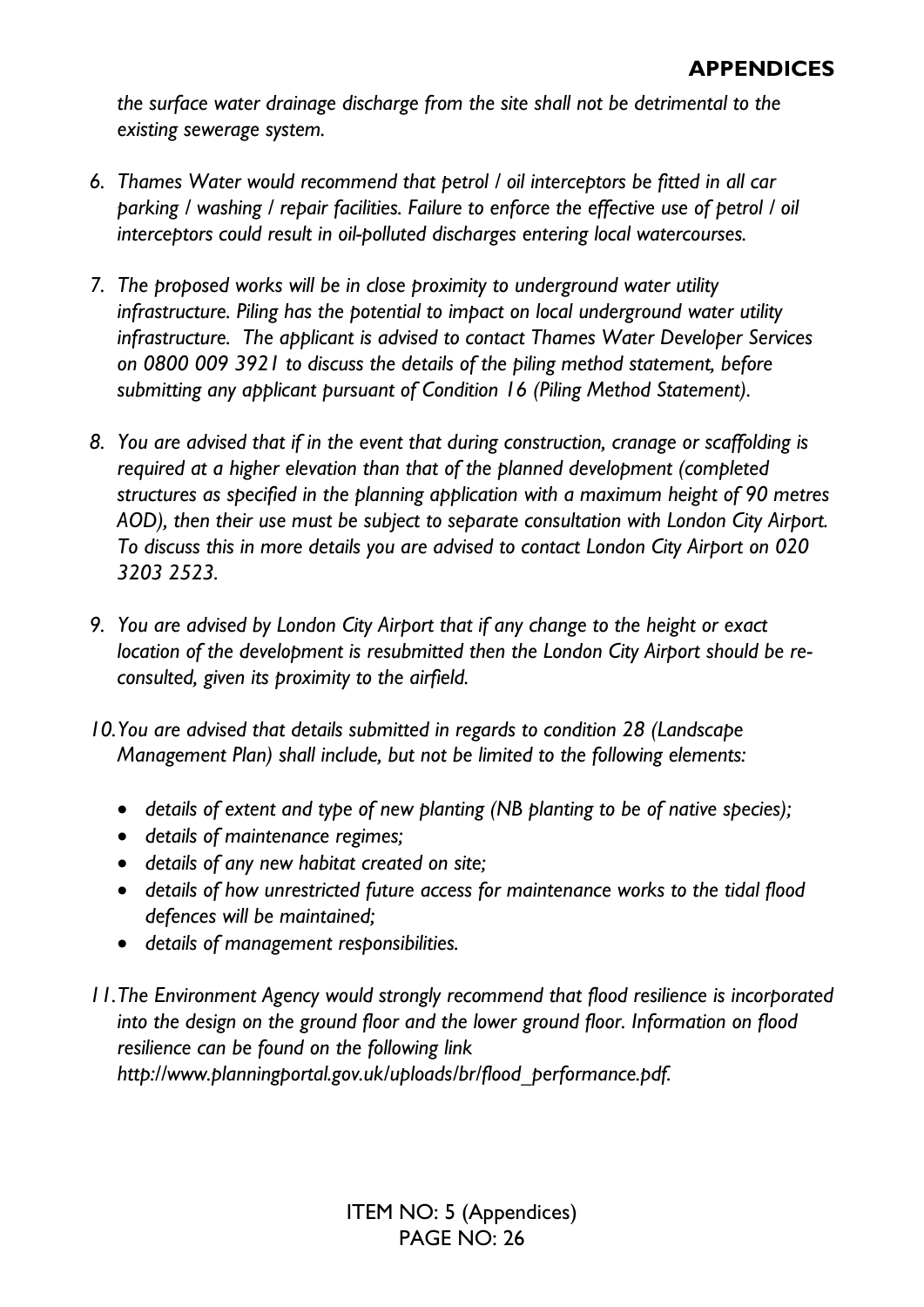*the surface water drainage discharge from the site shall not be detrimental to the existing sewerage system.*

6. *Thames Water would recommend that petrol / oil interceptors be fitted in all car parking / washing / repair facilities. Failure to enforce the effective use of petrol / oil interceptors could result in oil-polluted discharges entering local watercourses.*

7. *The proposed works will be in close proximity to underground water utility infrastructure. Piling has the potential to impact on local underground water utility infrastructure. The applicant is advised to contact Thames Water Developer Services on 0800 009 3921 to discuss the details of the piling method statement, before submitting any applicant pursuant of Condition 16 (Piling Method Statement).*

8. *You are advised that if in the event that during construction, cranage or scaffolding is required at a higher elevation than that of the planned development (completed structures as specified in the planning application with a maximum height of 90 metres AOD), then their use must be subject to separate consultation with London City Airport. To discuss this in more details you are advised to contact London City Airport on 020 3203 2523.*

9. *You are advised by London City Airport that if any change to the height or exact location of the development is resubmitted then the London City Airport should be re-consulted, given its proximity to the airfield.*

10. *You are advised that details submitted in regards to condition 28 (Landscape Management Plan) shall include, but not be limited to the following elements:*

    - *details of extent and type of new planting (NB planting to be of native species);*
    - *details of maintenance regimes;*
    - *details of any new habitat created on site;*
    - *details of how unrestricted future access for maintenance works to the tidal flood defences will be maintained;*
    - *details of management responsibilities.*

11. *The Environment Agency would strongly recommend that flood resilience is incorporated into the design on the ground floor and the lower ground floor. Information on flood resilience can be found on the following link http://www.planningportal.gov.uk/uploads/br/flood_performance.pdf.*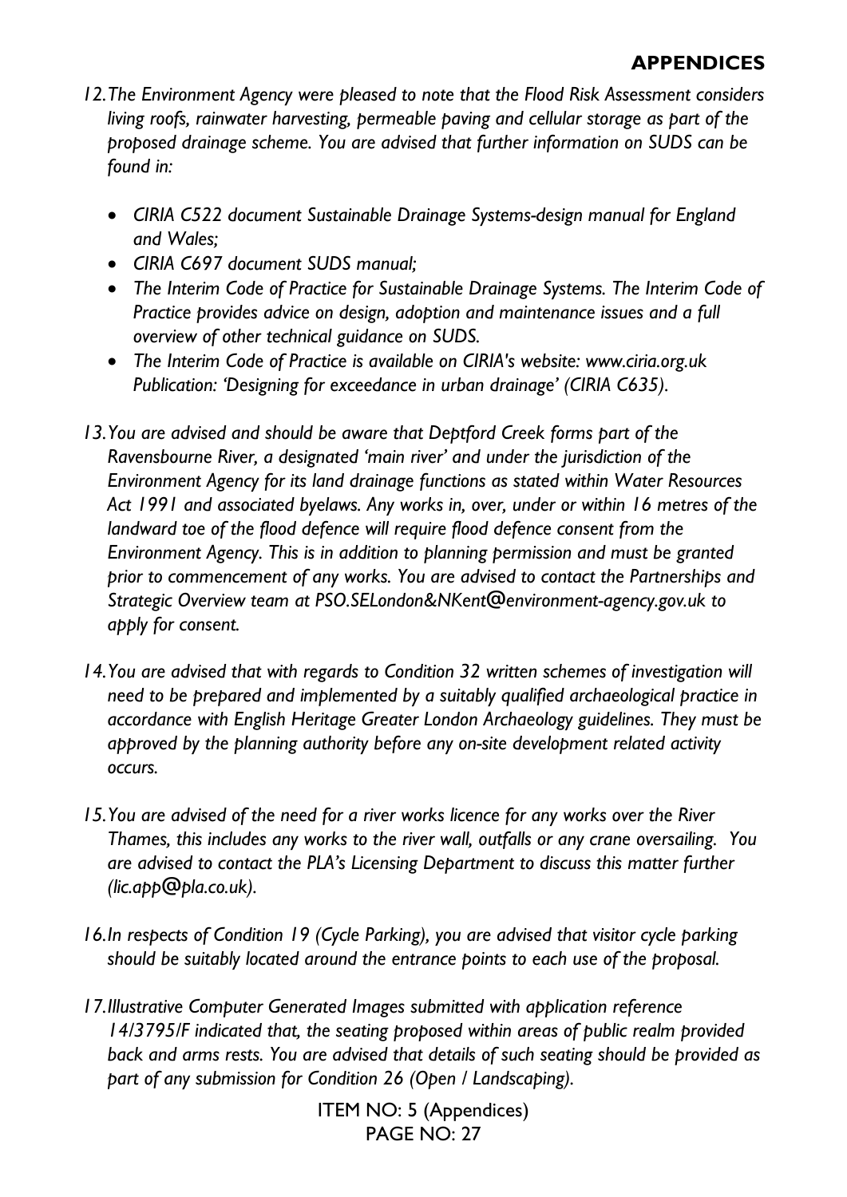12. *The Environment Agency were pleased to note that the Flood Risk Assessment considers living roofs, rainwater harvesting, permeable paving and cellular storage as part of the proposed drainage scheme. You are advised that further information on SUDS can be found in:*

    - *CIRIA C522 document Sustainable Drainage Systems-design manual for England and Wales;*
    - *CIRIA C697 document SUDS manual;*
    - *The Interim Code of Practice for Sustainable Drainage Systems. The Interim Code of Practice provides advice on design, adoption and maintenance issues and a full overview of other technical guidance on SUDS.*
    - *The Interim Code of Practice is available on CIRIA's website: www.ciria.org.uk Publication: 'Designing for exceedance in urban drainage' (CIRIA C635).*

13. *You are advised and should be aware that Deptford Creek forms part of the Ravensbourne River, a designated 'main river' and under the jurisdiction of the Environment Agency for its land drainage functions as stated within Water Resources Act 1991 and associated byelaws. Any works in, over, under or within 16 metres of the landward toe of the flood defence will require flood defence consent from the Environment Agency. This is in addition to planning permission and must be granted prior to commencement of any works. You are advised to contact the Partnerships and Strategic Overview team at PSO.SELondon&NKent@environment-agency.gov.uk to apply for consent.*

14. *You are advised that with regards to Condition 32 written schemes of investigation will need to be prepared and implemented by a suitably qualified archaeological practice in accordance with English Heritage Greater London Archaeology guidelines. They must be approved by the planning authority before any on-site development related activity occurs.*

15. *You are advised of the need for a river works licence for any works over the River Thames, this includes any works to the river wall, outfalls or any crane oversailing. You are advised to contact the PLA's Licensing Department to discuss this matter further (lic.app@pla.co.uk).*

16. *In respects of Condition 19 (Cycle Parking), you are advised that visitor cycle parking should be suitably located around the entrance points to each use of the proposal.*

17. *Illustrative Computer Generated Images submitted with application reference 14/3795/F indicated that, the seating proposed within areas of public realm provided back and arms rests. You are advised that details of such seating should be provided as part of any submission for Condition 26 (Open / Landscaping).*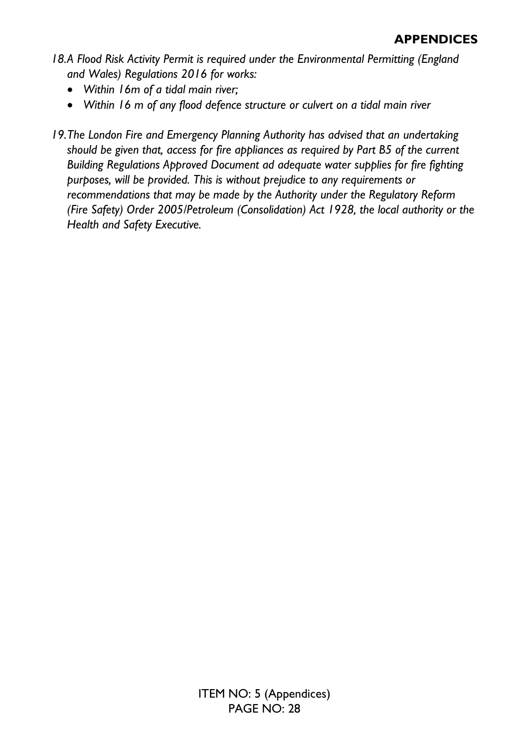*18. A Flood Risk Activity Permit is required under the Environmental Permitting (England and Wales) Regulations 2016 for works:*

- *Within 16m of a tidal main river;*
- *Within 16 m of any flood defence structure or culvert on a tidal main river*

*19. The London Fire and Emergency Planning Authority has advised that an undertaking should be given that, access for fire appliances as required by Part B5 of the current Building Regulations Approved Document ad adequate water supplies for fire fighting purposes, will be provided. This is without prejudice to any requirements or recommendations that may be made by the Authority under the Regulatory Reform (Fire Safety) Order 2005/Petroleum (Consolidation) Act 1928, the local authority or the Health and Safety Executive.*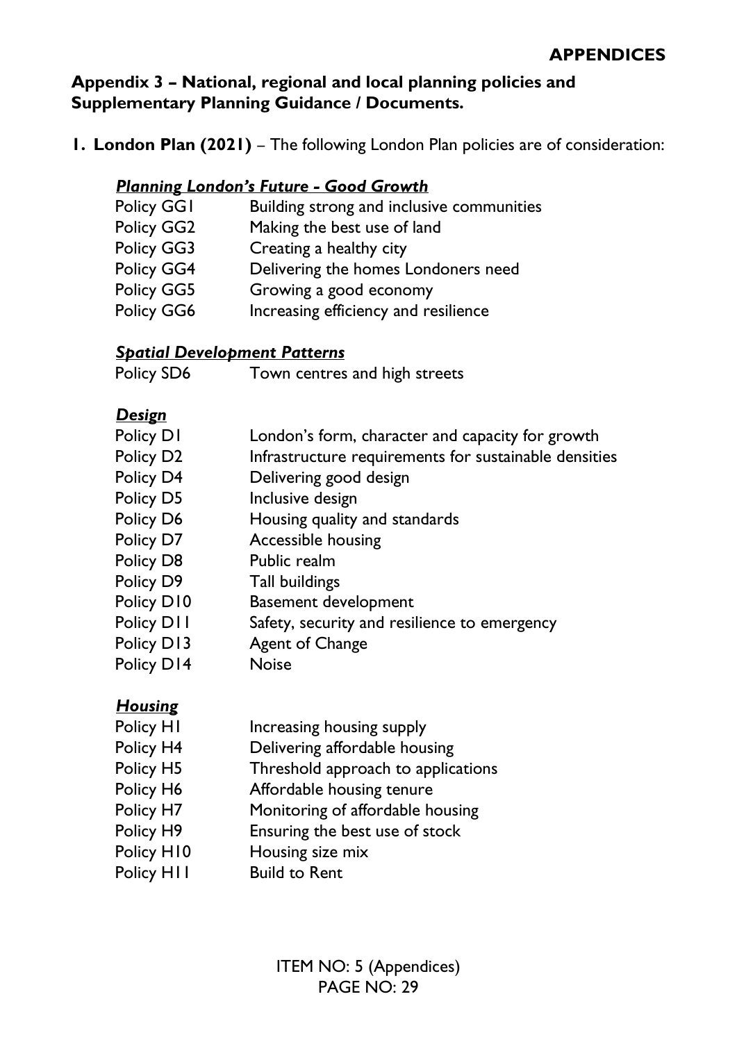## Appendix 3 – National, regional and local planning policies and Supplementary Planning Guidance / Documents.

1. **London Plan (2021)** – The following London Plan policies are of consideration:

***Planning London's Future - Good Growth***

| | |
|---|---|
| Policy GG1 | Building strong and inclusive communities |
| Policy GG2 | Making the best use of land |
| Policy GG3 | Creating a healthy city |
| Policy GG4 | Delivering the homes Londoners need |
| Policy GG5 | Growing a good economy |
| Policy GG6 | Increasing efficiency and resilience |

***Spatial Development Patterns***

| | |
|---|---|
| Policy SD6 | Town centres and high streets |

***Design***

| | |
|---|---|
| Policy D1 | London's form, character and capacity for growth |
| Policy D2 | Infrastructure requirements for sustainable densities |
| Policy D4 | Delivering good design |
| Policy D5 | Inclusive design |
| Policy D6 | Housing quality and standards |
| Policy D7 | Accessible housing |
| Policy D8 | Public realm |
| Policy D9 | Tall buildings |
| Policy D10 | Basement development |
| Policy D11 | Safety, security and resilience to emergency |
| Policy D13 | Agent of Change |
| Policy D14 | Noise |

***Housing***

| | |
|---|---|
| Policy H1 | Increasing housing supply |
| Policy H4 | Delivering affordable housing |
| Policy H5 | Threshold approach to applications |
| Policy H6 | Affordable housing tenure |
| Policy H7 | Monitoring of affordable housing |
| Policy H9 | Ensuring the best use of stock |
| Policy H10 | Housing size mix |
| Policy H11 | Build to Rent |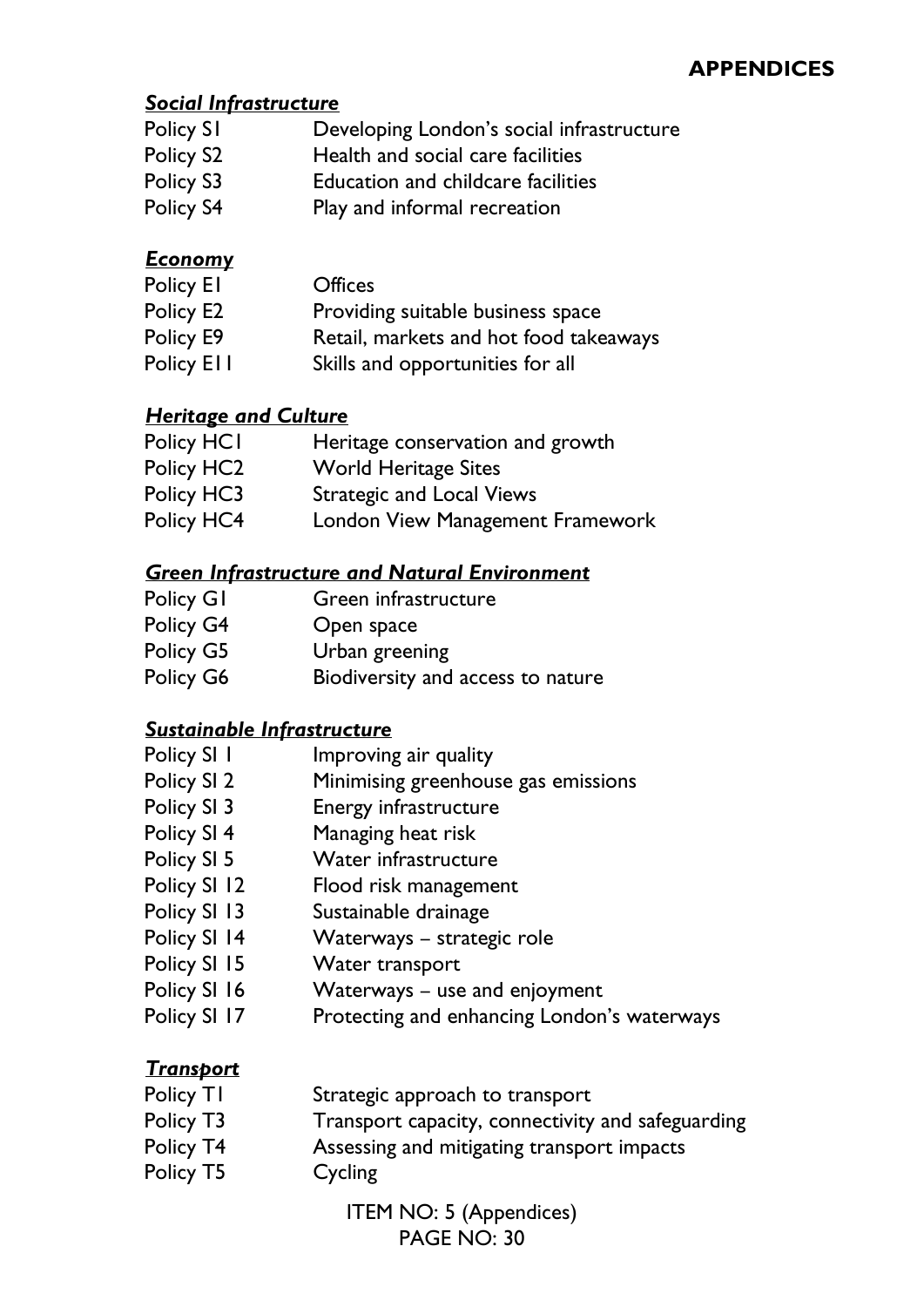#### ***Social Infrastructure***

| | |
|---|---|
| Policy S1 | Developing London's social infrastructure |
| Policy S2 | Health and social care facilities |
| Policy S3 | Education and childcare facilities |
| Policy S4 | Play and informal recreation |

#### ***Economy***

| | |
|---|---|
| Policy E1 | Offices |
| Policy E2 | Providing suitable business space |
| Policy E9 | Retail, markets and hot food takeaways |
| Policy E11 | Skills and opportunities for all |

#### ***Heritage and Culture***

| | |
|---|---|
| Policy HC1 | Heritage conservation and growth |
| Policy HC2 | World Heritage Sites |
| Policy HC3 | Strategic and Local Views |
| Policy HC4 | London View Management Framework |

#### ***Green Infrastructure and Natural Environment***

| | |
|---|---|
| Policy G1 | Green infrastructure |
| Policy G4 | Open space |
| Policy G5 | Urban greening |
| Policy G6 | Biodiversity and access to nature |

#### ***Sustainable Infrastructure***

| | |
|---|---|
| Policy SI 1 | Improving air quality |
| Policy SI 2 | Minimising greenhouse gas emissions |
| Policy SI 3 | Energy infrastructure |
| Policy SI 4 | Managing heat risk |
| Policy SI 5 | Water infrastructure |
| Policy SI 12 | Flood risk management |
| Policy SI 13 | Sustainable drainage |
| Policy SI 14 | Waterways – strategic role |
| Policy SI 15 | Water transport |
| Policy SI 16 | Waterways – use and enjoyment |
| Policy SI 17 | Protecting and enhancing London's waterways |

#### ***Transport***

| | |
|---|---|
| Policy T1 | Strategic approach to transport |
| Policy T3 | Transport capacity, connectivity and safeguarding |
| Policy T4 | Assessing and mitigating transport impacts |
| Policy T5 | Cycling |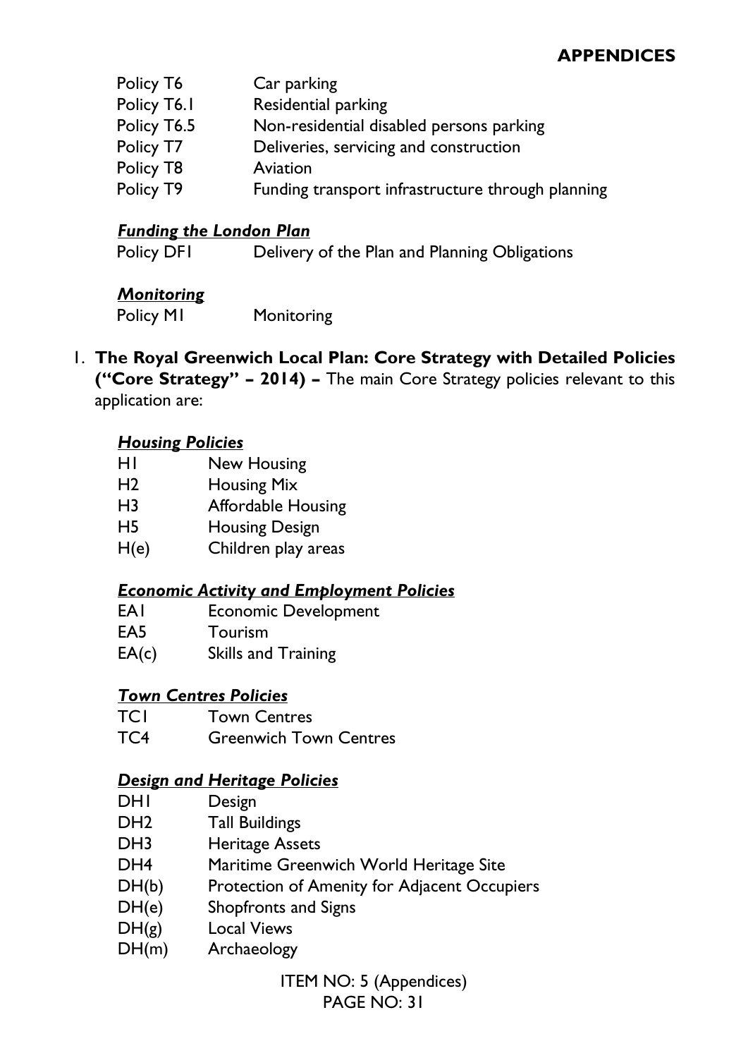| | |
|---|---|
| Policy T6 | Car parking |
| Policy T6.1 | Residential parking |
| Policy T6.5 | Non-residential disabled persons parking |
| Policy T7 | Deliveries, servicing and construction |
| Policy T8 | Aviation |
| Policy T9 | Funding transport infrastructure through planning |

***Funding the London Plan***

| | |
|---|---|
| Policy DF1 | Delivery of the Plan and Planning Obligations |

***Monitoring***

| | |
|---|---|
| Policy M1 | Monitoring |

1. **The Royal Greenwich Local Plan: Core Strategy with Detailed Policies ("Core Strategy" – 2014) –** The main Core Strategy policies relevant to this application are:

***Housing Policies***

| | |
|---|---|
| H1 | New Housing |
| H2 | Housing Mix |
| H3 | Affordable Housing |
| H5 | Housing Design |
| H(e) | Children play areas |

***Economic Activity and Employment Policies***

| | |
|---|---|
| EA1 | Economic Development |
| EA5 | Tourism |
| EA(c) | Skills and Training |

***Town Centres Policies***

| | |
|---|---|
| TC1 | Town Centres |
| TC4 | Greenwich Town Centres |

***Design and Heritage Policies***

| | |
|---|---|
| DH1 | Design |
| DH2 | Tall Buildings |
| DH3 | Heritage Assets |
| DH4 | Maritime Greenwich World Heritage Site |
| DH(b) | Protection of Amenity for Adjacent Occupiers |
| DH(e) | Shopfronts and Signs |
| DH(g) | Local Views |
| DH(m) | Archaeology |

ITEM NO: 5 (Appendices)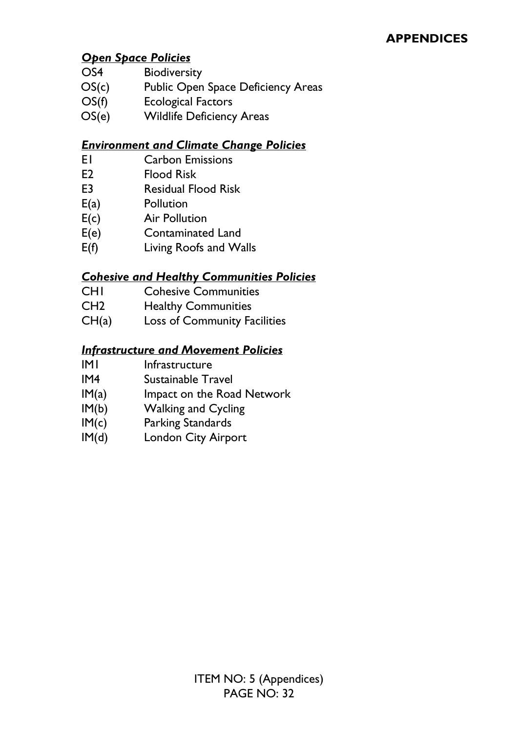***Open Space Policies***

| | |
|---|---|
| OS4 | Biodiversity |
| OS(c) | Public Open Space Deficiency Areas |
| OS(f) | Ecological Factors |
| OS(e) | Wildlife Deficiency Areas |

***Environment and Climate Change Policies***

| | |
|---|---|
| E1 | Carbon Emissions |
| E2 | Flood Risk |
| E3 | Residual Flood Risk |
| E(a) | Pollution |
| E(c) | Air Pollution |
| E(e) | Contaminated Land |
| E(f) | Living Roofs and Walls |

***Cohesive and Healthy Communities Policies***

| | |
|---|---|
| CH1 | Cohesive Communities |
| CH2 | Healthy Communities |
| CH(a) | Loss of Community Facilities |

***Infrastructure and Movement Policies***

| | |
|---|---|
| IM1 | Infrastructure |
| IM4 | Sustainable Travel |
| IM(a) | Impact on the Road Network |
| IM(b) | Walking and Cycling |
| IM(c) | Parking Standards |
| IM(d) | London City Airport |